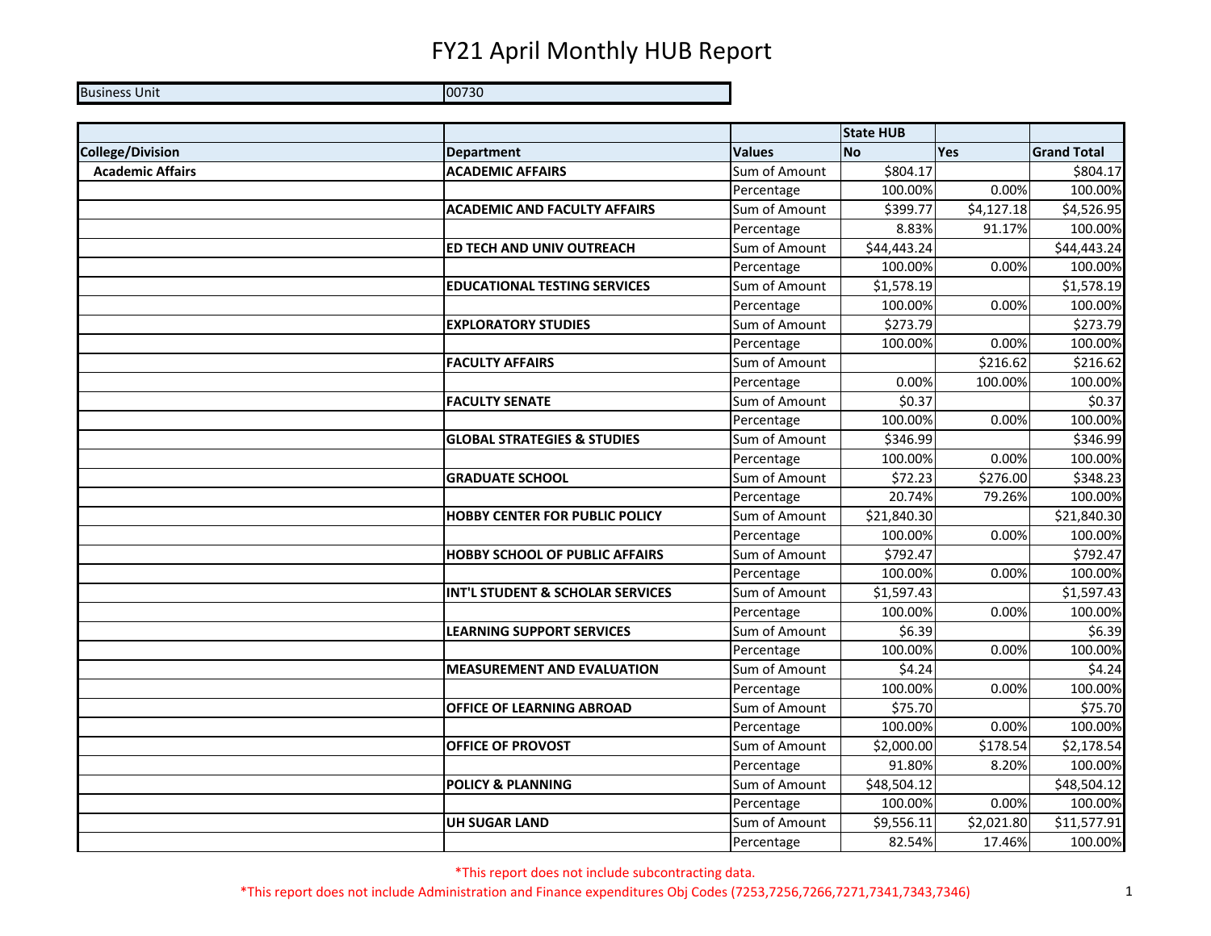# FY21 April Monthly HUB Report

| Business Unit | 00730 |
|---|---|

| | | | State HUB | | |
|---|---|---|---|---|---|
| **College/Division** | **Department** | **Values** | **No** | **Yes** | **Grand Total** |
| **Academic Affairs** | **ACADEMIC AFFAIRS** | Sum of Amount | $804.17 | | $804.17 |
| | | Percentage | 100.00% | 0.00% | 100.00% |
| | **ACADEMIC AND FACULTY AFFAIRS** | Sum of Amount | $399.77 | $4,127.18 | $4,526.95 |
| | | Percentage | 8.83% | 91.17% | 100.00% |
| | **ED TECH AND UNIV OUTREACH** | Sum of Amount | $44,443.24 | | $44,443.24 |
| | | Percentage | 100.00% | 0.00% | 100.00% |
| | **EDUCATIONAL TESTING SERVICES** | Sum of Amount | $1,578.19 | | $1,578.19 |
| | | Percentage | 100.00% | 0.00% | 100.00% |
| | **EXPLORATORY STUDIES** | Sum of Amount | $273.79 | | $273.79 |
| | | Percentage | 100.00% | 0.00% | 100.00% |
| | **FACULTY AFFAIRS** | Sum of Amount | | $216.62 | $216.62 |
| | | Percentage | 0.00% | 100.00% | 100.00% |
| | **FACULTY SENATE** | Sum of Amount | $0.37 | | $0.37 |
| | | Percentage | 100.00% | 0.00% | 100.00% |
| | **GLOBAL STRATEGIES & STUDIES** | Sum of Amount | $346.99 | | $346.99 |
| | | Percentage | 100.00% | 0.00% | 100.00% |
| | **GRADUATE SCHOOL** | Sum of Amount | $72.23 | $276.00 | $348.23 |
| | | Percentage | 20.74% | 79.26% | 100.00% |
| | **HOBBY CENTER FOR PUBLIC POLICY** | Sum of Amount | $21,840.30 | | $21,840.30 |
| | | Percentage | 100.00% | 0.00% | 100.00% |
| | **HOBBY SCHOOL OF PUBLIC AFFAIRS** | Sum of Amount | $792.47 | | $792.47 |
| | | Percentage | 100.00% | 0.00% | 100.00% |
| | **INT'L STUDENT & SCHOLAR SERVICES** | Sum of Amount | $1,597.43 | | $1,597.43 |
| | | Percentage | 100.00% | 0.00% | 100.00% |
| | **LEARNING SUPPORT SERVICES** | Sum of Amount | $6.39 | | $6.39 |
| | | Percentage | 100.00% | 0.00% | 100.00% |
| | **MEASUREMENT AND EVALUATION** | Sum of Amount | $4.24 | | $4.24 |
| | | Percentage | 100.00% | 0.00% | 100.00% |
| | **OFFICE OF LEARNING ABROAD** | Sum of Amount | $75.70 | | $75.70 |
| | | Percentage | 100.00% | 0.00% | 100.00% |
| | **OFFICE OF PROVOST** | Sum of Amount | $2,000.00 | $178.54 | $2,178.54 |
| | | Percentage | 91.80% | 8.20% | 100.00% |
| | **POLICY & PLANNING** | Sum of Amount | $48,504.12 | | $48,504.12 |
| | | Percentage | 100.00% | 0.00% | 100.00% |
| | **UH SUGAR LAND** | Sum of Amount | $9,556.11 | $2,021.80 | $11,577.91 |
| | | Percentage | 82.54% | 17.46% | 100.00% |

*This report does not include subcontracting data.

*This report does not include Administration and Finance expenditures Obj Codes (7253,7256,7266,7271,7341,7343,7346)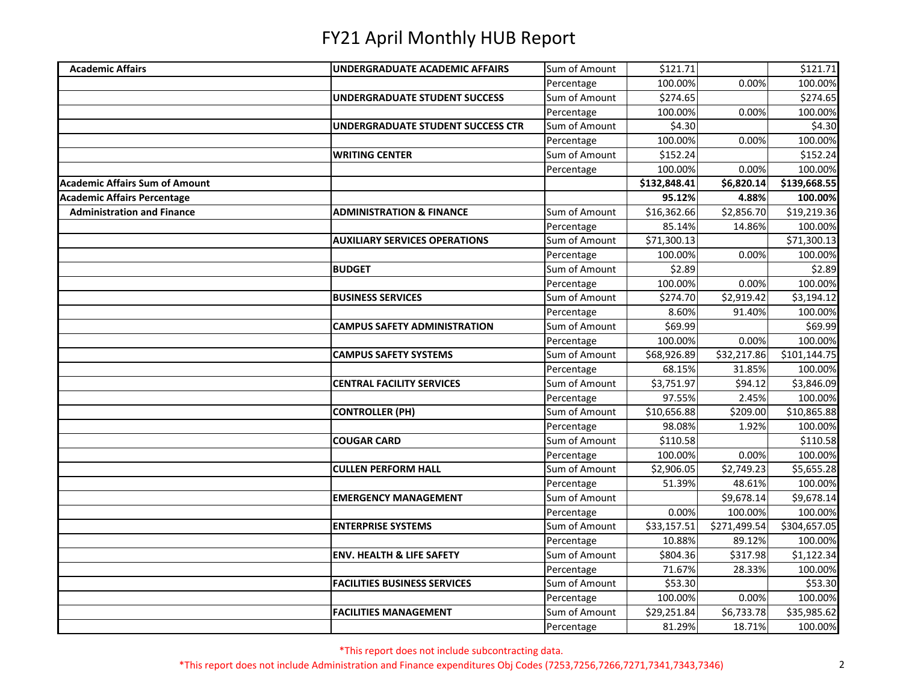# FY21 April Monthly HUB Report

| | | | | | |
|---|---|---|---|---|---|
| **Academic Affairs** | **UNDERGRADUATE ACADEMIC AFFAIRS** | Sum of Amount | $121.71 | | $121.71 |
| | | Percentage | 100.00% | 0.00% | 100.00% |
| | **UNDERGRADUATE STUDENT SUCCESS** | Sum of Amount | $274.65 | | $274.65 |
| | | Percentage | 100.00% | 0.00% | 100.00% |
| | **UNDERGRADUATE STUDENT SUCCESS CTR** | Sum of Amount | $4.30 | | $4.30 |
| | | Percentage | 100.00% | 0.00% | 100.00% |
| | **WRITING CENTER** | Sum of Amount | $152.24 | | $152.24 |
| | | Percentage | 100.00% | 0.00% | 100.00% |
| **Academic Affairs Sum of Amount** | | | **$132,848.41** | **$6,820.14** | **$139,668.55** |
| **Academic Affairs Percentage** | | | **95.12%** | **4.88%** | **100.00%** |
| **Administration and Finance** | **ADMINISTRATION & FINANCE** | Sum of Amount | $16,362.66 | $2,856.70 | $19,219.36 |
| | | Percentage | 85.14% | 14.86% | 100.00% |
| | **AUXILIARY SERVICES OPERATIONS** | Sum of Amount | $71,300.13 | | $71,300.13 |
| | | Percentage | 100.00% | 0.00% | 100.00% |
| | **BUDGET** | Sum of Amount | $2.89 | | $2.89 |
| | | Percentage | 100.00% | 0.00% | 100.00% |
| | **BUSINESS SERVICES** | Sum of Amount | $274.70 | $2,919.42 | $3,194.12 |
| | | Percentage | 8.60% | 91.40% | 100.00% |
| | **CAMPUS SAFETY ADMINISTRATION** | Sum of Amount | $69.99 | | $69.99 |
| | | Percentage | 100.00% | 0.00% | 100.00% |
| | **CAMPUS SAFETY SYSTEMS** | Sum of Amount | $68,926.89 | $32,217.86 | $101,144.75 |
| | | Percentage | 68.15% | 31.85% | 100.00% |
| | **CENTRAL FACILITY SERVICES** | Sum of Amount | $3,751.97 | $94.12 | $3,846.09 |
| | | Percentage | 97.55% | 2.45% | 100.00% |
| | **CONTROLLER (PH)** | Sum of Amount | $10,656.88 | $209.00 | $10,865.88 |
| | | Percentage | 98.08% | 1.92% | 100.00% |
| | **COUGAR CARD** | Sum of Amount | $110.58 | | $110.58 |
| | | Percentage | 100.00% | 0.00% | 100.00% |
| | **CULLEN PERFORM HALL** | Sum of Amount | $2,906.05 | $2,749.23 | $5,655.28 |
| | | Percentage | 51.39% | 48.61% | 100.00% |
| | **EMERGENCY MANAGEMENT** | Sum of Amount | | $9,678.14 | $9,678.14 |
| | | Percentage | 0.00% | 100.00% | 100.00% |
| | **ENTERPRISE SYSTEMS** | Sum of Amount | $33,157.51 | $271,499.54 | $304,657.05 |
| | | Percentage | 10.88% | 89.12% | 100.00% |
| | **ENV. HEALTH & LIFE SAFETY** | Sum of Amount | $804.36 | $317.98 | $1,122.34 |
| | | Percentage | 71.67% | 28.33% | 100.00% |
| | **FACILITIES BUSINESS SERVICES** | Sum of Amount | $53.30 | | $53.30 |
| | | Percentage | 100.00% | 0.00% | 100.00% |
| | **FACILITIES MANAGEMENT** | Sum of Amount | $29,251.84 | $6,733.78 | $35,985.62 |
| | | Percentage | 81.29% | 18.71% | 100.00% |

*This report does not include subcontracting data.

*This report does not include Administration and Finance expenditures Obj Codes (7253,7256,7266,7271,7341,7343,7346)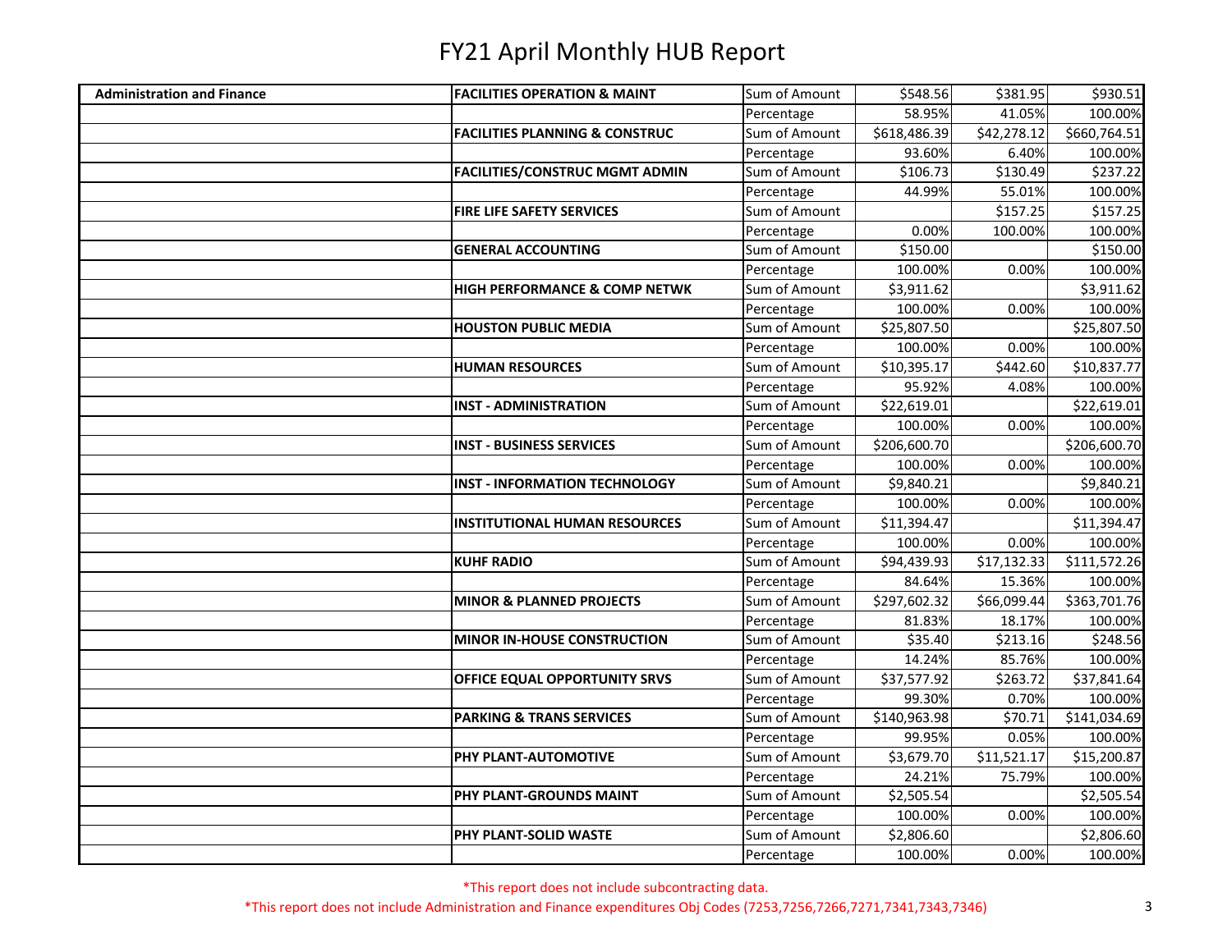# FY21 April Monthly HUB Report

| | | | | | |
|---|---|---|---|---|---|
| **Administration and Finance** | **FACILITIES OPERATION & MAINT** | Sum of Amount | $548.56 | $381.95 | $930.51 |
| | | Percentage | 58.95% | 41.05% | 100.00% |
| | **FACILITIES PLANNING & CONSTRUC** | Sum of Amount | $618,486.39 | $42,278.12 | $660,764.51 |
| | | Percentage | 93.60% | 6.40% | 100.00% |
| | **FACILITIES/CONSTRUC MGMT ADMIN** | Sum of Amount | $106.73 | $130.49 | $237.22 |
| | | Percentage | 44.99% | 55.01% | 100.00% |
| | **FIRE LIFE SAFETY SERVICES** | Sum of Amount | | $157.25 | $157.25 |
| | | Percentage | 0.00% | 100.00% | 100.00% |
| | **GENERAL ACCOUNTING** | Sum of Amount | $150.00 | | $150.00 |
| | | Percentage | 100.00% | 0.00% | 100.00% |
| | **HIGH PERFORMANCE & COMP NETWK** | Sum of Amount | $3,911.62 | | $3,911.62 |
| | | Percentage | 100.00% | 0.00% | 100.00% |
| | **HOUSTON PUBLIC MEDIA** | Sum of Amount | $25,807.50 | | $25,807.50 |
| | | Percentage | 100.00% | 0.00% | 100.00% |
| | **HUMAN RESOURCES** | Sum of Amount | $10,395.17 | $442.60 | $10,837.77 |
| | | Percentage | 95.92% | 4.08% | 100.00% |
| | **INST - ADMINISTRATION** | Sum of Amount | $22,619.01 | | $22,619.01 |
| | | Percentage | 100.00% | 0.00% | 100.00% |
| | **INST - BUSINESS SERVICES** | Sum of Amount | $206,600.70 | | $206,600.70 |
| | | Percentage | 100.00% | 0.00% | 100.00% |
| | **INST - INFORMATION TECHNOLOGY** | Sum of Amount | $9,840.21 | | $9,840.21 |
| | | Percentage | 100.00% | 0.00% | 100.00% |
| | **INSTITUTIONAL HUMAN RESOURCES** | Sum of Amount | $11,394.47 | | $11,394.47 |
| | | Percentage | 100.00% | 0.00% | 100.00% |
| | **KUHF RADIO** | Sum of Amount | $94,439.93 | $17,132.33 | $111,572.26 |
| | | Percentage | 84.64% | 15.36% | 100.00% |
| | **MINOR & PLANNED PROJECTS** | Sum of Amount | $297,602.32 | $66,099.44 | $363,701.76 |
| | | Percentage | 81.83% | 18.17% | 100.00% |
| | **MINOR IN-HOUSE CONSTRUCTION** | Sum of Amount | $35.40 | $213.16 | $248.56 |
| | | Percentage | 14.24% | 85.76% | 100.00% |
| | **OFFICE EQUAL OPPORTUNITY SRVS** | Sum of Amount | $37,577.92 | $263.72 | $37,841.64 |
| | | Percentage | 99.30% | 0.70% | 100.00% |
| | **PARKING & TRANS SERVICES** | Sum of Amount | $140,963.98 | $70.71 | $141,034.69 |
| | | Percentage | 99.95% | 0.05% | 100.00% |
| | **PHY PLANT-AUTOMOTIVE** | Sum of Amount | $3,679.70 | $11,521.17 | $15,200.87 |
| | | Percentage | 24.21% | 75.79% | 100.00% |
| | **PHY PLANT-GROUNDS MAINT** | Sum of Amount | $2,505.54 | | $2,505.54 |
| | | Percentage | 100.00% | 0.00% | 100.00% |
| | **PHY PLANT-SOLID WASTE** | Sum of Amount | $2,806.60 | | $2,806.60 |
| | | Percentage | 100.00% | 0.00% | 100.00% |

*This report does not include subcontracting data.

*This report does not include Administration and Finance expenditures Obj Codes (7253,7256,7266,7271,7341,7343,7346)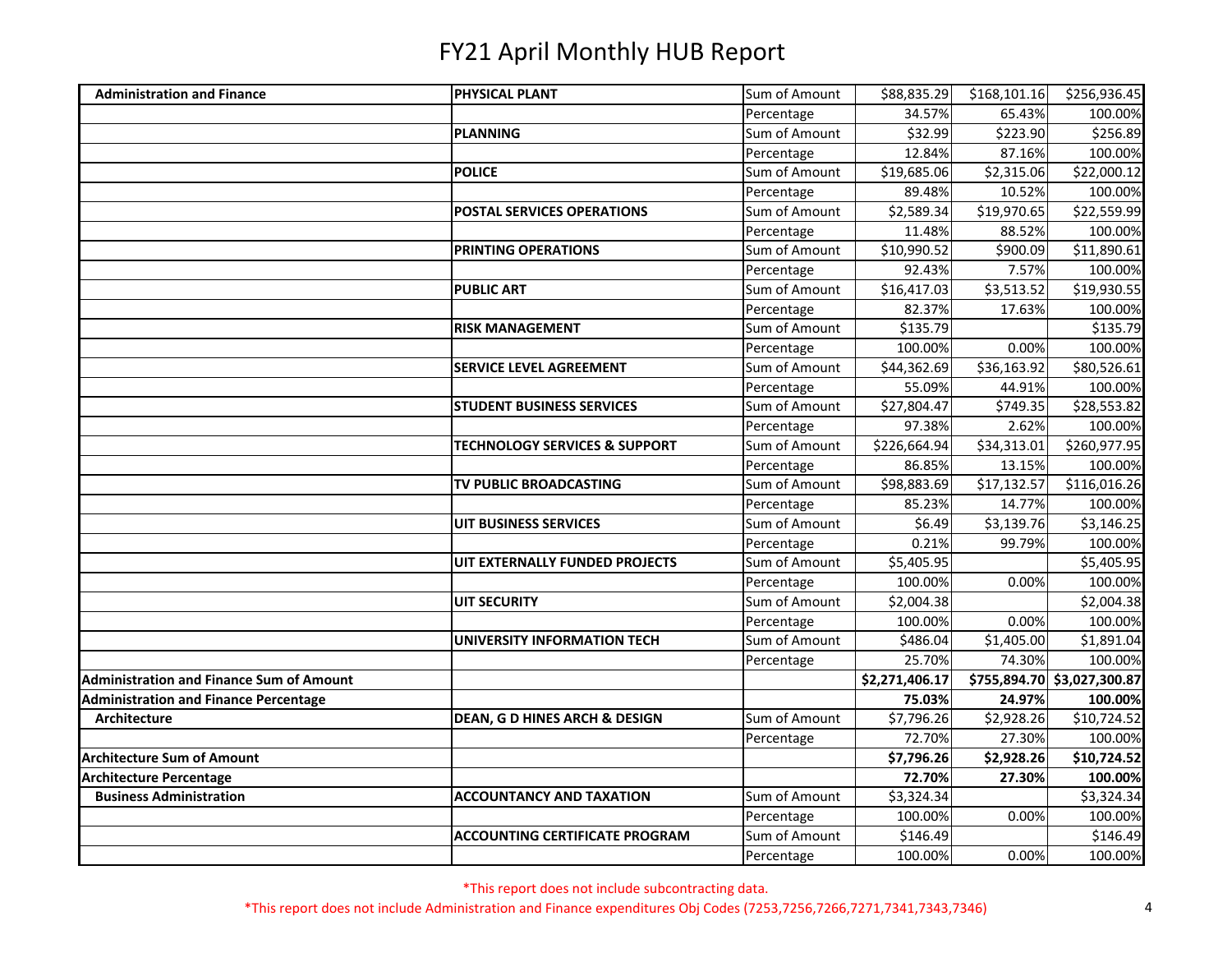# FY21 April Monthly HUB Report

| | | | | | |
|---|---|---|---|---|---|
| **Administration and Finance** | **PHYSICAL PLANT** | Sum of Amount | $88,835.29 | $168,101.16 | $256,936.45 |
| | | Percentage | 34.57% | 65.43% | 100.00% |
| | **PLANNING** | Sum of Amount | $32.99 | $223.90 | $256.89 |
| | | Percentage | 12.84% | 87.16% | 100.00% |
| | **POLICE** | Sum of Amount | $19,685.06 | $2,315.06 | $22,000.12 |
| | | Percentage | 89.48% | 10.52% | 100.00% |
| | **POSTAL SERVICES OPERATIONS** | Sum of Amount | $2,589.34 | $19,970.65 | $22,559.99 |
| | | Percentage | 11.48% | 88.52% | 100.00% |
| | **PRINTING OPERATIONS** | Sum of Amount | $10,990.52 | $900.09 | $11,890.61 |
| | | Percentage | 92.43% | 7.57% | 100.00% |
| | **PUBLIC ART** | Sum of Amount | $16,417.03 | $3,513.52 | $19,930.55 |
| | | Percentage | 82.37% | 17.63% | 100.00% |
| | **RISK MANAGEMENT** | Sum of Amount | $135.79 | | $135.79 |
| | | Percentage | 100.00% | 0.00% | 100.00% |
| | **SERVICE LEVEL AGREEMENT** | Sum of Amount | $44,362.69 | $36,163.92 | $80,526.61 |
| | | Percentage | 55.09% | 44.91% | 100.00% |
| | **STUDENT BUSINESS SERVICES** | Sum of Amount | $27,804.47 | $749.35 | $28,553.82 |
| | | Percentage | 97.38% | 2.62% | 100.00% |
| | **TECHNOLOGY SERVICES & SUPPORT** | Sum of Amount | $226,664.94 | $34,313.01 | $260,977.95 |
| | | Percentage | 86.85% | 13.15% | 100.00% |
| | **TV PUBLIC BROADCASTING** | Sum of Amount | $98,883.69 | $17,132.57 | $116,016.26 |
| | | Percentage | 85.23% | 14.77% | 100.00% |
| | **UIT BUSINESS SERVICES** | Sum of Amount | $6.49 | $3,139.76 | $3,146.25 |
| | | Percentage | 0.21% | 99.79% | 100.00% |
| | **UIT EXTERNALLY FUNDED PROJECTS** | Sum of Amount | $5,405.95 | | $5,405.95 |
| | | Percentage | 100.00% | 0.00% | 100.00% |
| | **UIT SECURITY** | Sum of Amount | $2,004.38 | | $2,004.38 |
| | | Percentage | 100.00% | 0.00% | 100.00% |
| | **UNIVERSITY INFORMATION TECH** | Sum of Amount | $486.04 | $1,405.00 | $1,891.04 |
| | | Percentage | 25.70% | 74.30% | 100.00% |
| **Administration and Finance Sum of Amount** | | | **$2,271,406.17** | **$755,894.70** | **$3,027,300.87** |
| **Administration and Finance Percentage** | | | **75.03%** | **24.97%** | **100.00%** |
| **Architecture** | **DEAN, G D HINES ARCH & DESIGN** | Sum of Amount | $7,796.26 | $2,928.26 | $10,724.52 |
| | | Percentage | 72.70% | 27.30% | 100.00% |
| **Architecture Sum of Amount** | | | **$7,796.26** | **$2,928.26** | **$10,724.52** |
| **Architecture Percentage** | | | **72.70%** | **27.30%** | **100.00%** |
| **Business Administration** | **ACCOUNTANCY AND TAXATION** | Sum of Amount | $3,324.34 | | $3,324.34 |
| | | Percentage | 100.00% | 0.00% | 100.00% |
| | **ACCOUNTING CERTIFICATE PROGRAM** | Sum of Amount | $146.49 | | $146.49 |
| | | Percentage | 100.00% | 0.00% | 100.00% |

*This report does not include subcontracting data.

*This report does not include Administration and Finance expenditures Obj Codes (7253,7256,7266,7271,7341,7343,7346)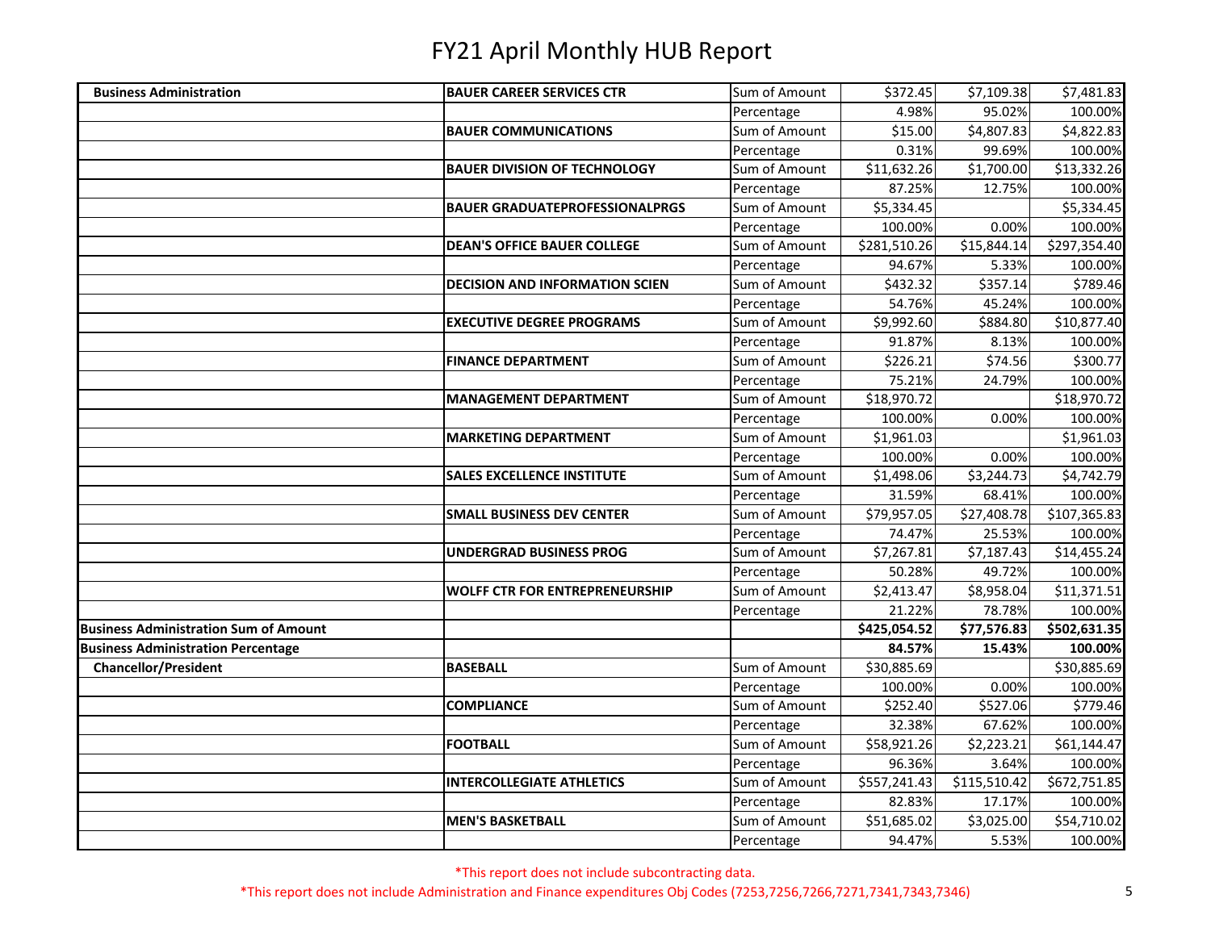# FY21 April Monthly HUB Report

| | | | | | |
|---|---|---|---|---|---|
| **Business Administration** | **BAUER CAREER SERVICES CTR** | Sum of Amount | $372.45 | $7,109.38 | $7,481.83 |
| | | Percentage | 4.98% | 95.02% | 100.00% |
| | **BAUER COMMUNICATIONS** | Sum of Amount | $15.00 | $4,807.83 | $4,822.83 |
| | | Percentage | 0.31% | 99.69% | 100.00% |
| | **BAUER DIVISION OF TECHNOLOGY** | Sum of Amount | $11,632.26 | $1,700.00 | $13,332.26 |
| | | Percentage | 87.25% | 12.75% | 100.00% |
| | **BAUER GRADUATEPROFESSIONALPRGS** | Sum of Amount | $5,334.45 | | $5,334.45 |
| | | Percentage | 100.00% | 0.00% | 100.00% |
| | **DEAN'S OFFICE BAUER COLLEGE** | Sum of Amount | $281,510.26 | $15,844.14 | $297,354.40 |
| | | Percentage | 94.67% | 5.33% | 100.00% |
| | **DECISION AND INFORMATION SCIEN** | Sum of Amount | $432.32 | $357.14 | $789.46 |
| | | Percentage | 54.76% | 45.24% | 100.00% |
| | **EXECUTIVE DEGREE PROGRAMS** | Sum of Amount | $9,992.60 | $884.80 | $10,877.40 |
| | | Percentage | 91.87% | 8.13% | 100.00% |
| | **FINANCE DEPARTMENT** | Sum of Amount | $226.21 | $74.56 | $300.77 |
| | | Percentage | 75.21% | 24.79% | 100.00% |
| | **MANAGEMENT DEPARTMENT** | Sum of Amount | $18,970.72 | | $18,970.72 |
| | | Percentage | 100.00% | 0.00% | 100.00% |
| | **MARKETING DEPARTMENT** | Sum of Amount | $1,961.03 | | $1,961.03 |
| | | Percentage | 100.00% | 0.00% | 100.00% |
| | **SALES EXCELLENCE INSTITUTE** | Sum of Amount | $1,498.06 | $3,244.73 | $4,742.79 |
| | | Percentage | 31.59% | 68.41% | 100.00% |
| | **SMALL BUSINESS DEV CENTER** | Sum of Amount | $79,957.05 | $27,408.78 | $107,365.83 |
| | | Percentage | 74.47% | 25.53% | 100.00% |
| | **UNDERGRAD BUSINESS PROG** | Sum of Amount | $7,267.81 | $7,187.43 | $14,455.24 |
| | | Percentage | 50.28% | 49.72% | 100.00% |
| | **WOLFF CTR FOR ENTREPRENEURSHIP** | Sum of Amount | $2,413.47 | $8,958.04 | $11,371.51 |
| | | Percentage | 21.22% | 78.78% | 100.00% |
| **Business Administration Sum of Amount** | | | **$425,054.52** | **$77,576.83** | **$502,631.35** |
| **Business Administration Percentage** | | | **84.57%** | **15.43%** | **100.00%** |
| **Chancellor/President** | **BASEBALL** | Sum of Amount | $30,885.69 | | $30,885.69 |
| | | Percentage | 100.00% | 0.00% | 100.00% |
| | **COMPLIANCE** | Sum of Amount | $252.40 | $527.06 | $779.46 |
| | | Percentage | 32.38% | 67.62% | 100.00% |
| | **FOOTBALL** | Sum of Amount | $58,921.26 | $2,223.21 | $61,144.47 |
| | | Percentage | 96.36% | 3.64% | 100.00% |
| | **INTERCOLLEGIATE ATHLETICS** | Sum of Amount | $557,241.43 | $115,510.42 | $672,751.85 |
| | | Percentage | 82.83% | 17.17% | 100.00% |
| | **MEN'S BASKETBALL** | Sum of Amount | $51,685.02 | $3,025.00 | $54,710.02 |
| | | Percentage | 94.47% | 5.53% | 100.00% |

*This report does not include subcontracting data.

*This report does not include Administration and Finance expenditures Obj Codes (7253,7256,7266,7271,7341,7343,7346)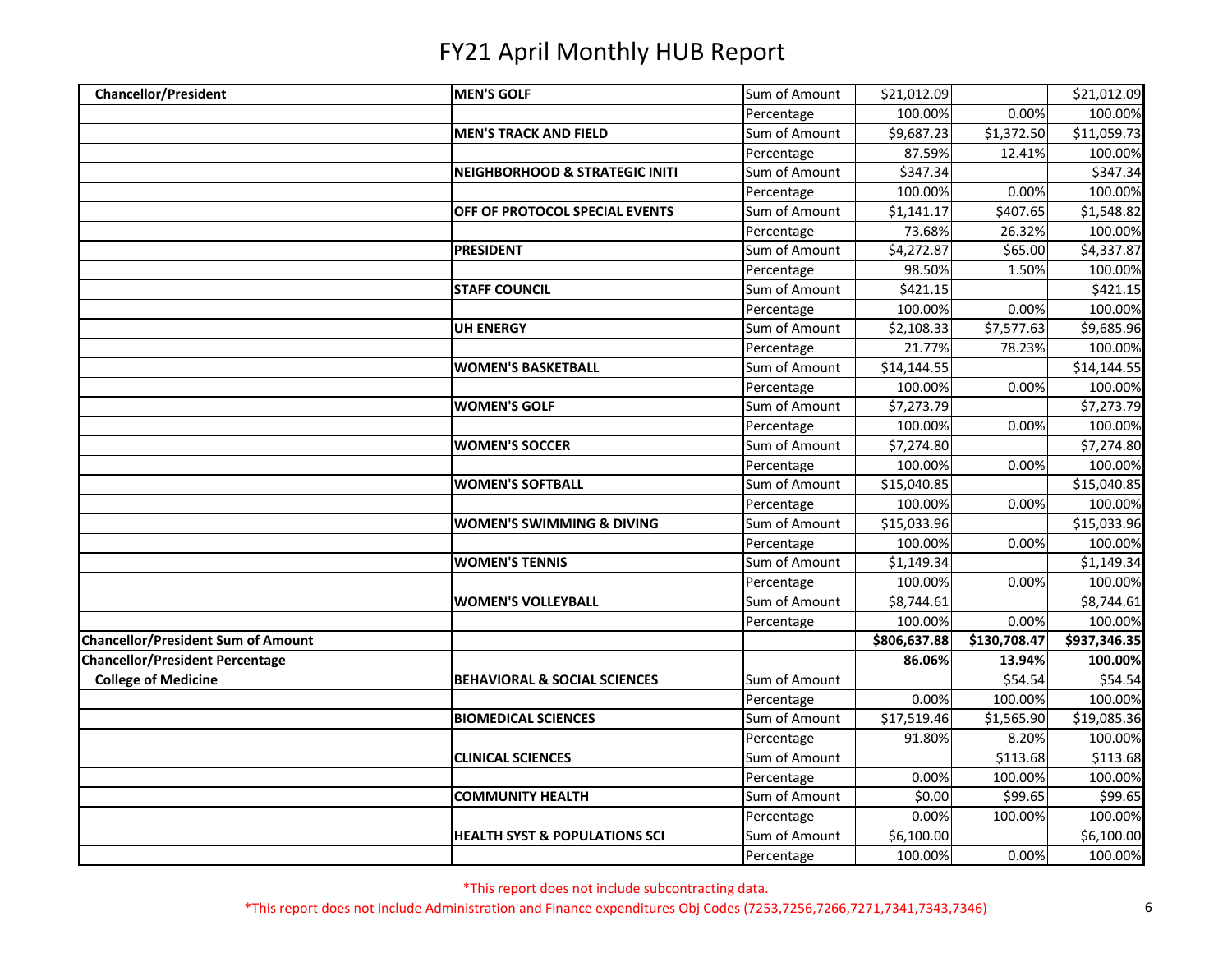# FY21 April Monthly HUB Report

| | | | | | |
|---|---|---|---|---|---|
| **Chancellor/President** | **MEN'S GOLF** | Sum of Amount | $21,012.09 | | $21,012.09 |
| | | Percentage | 100.00% | 0.00% | 100.00% |
| | **MEN'S TRACK AND FIELD** | Sum of Amount | $9,687.23 | $1,372.50 | $11,059.73 |
| | | Percentage | 87.59% | 12.41% | 100.00% |
| | **NEIGHBORHOOD & STRATEGIC INITI** | Sum of Amount | $347.34 | | $347.34 |
| | | Percentage | 100.00% | 0.00% | 100.00% |
| | **OFF OF PROTOCOL SPECIAL EVENTS** | Sum of Amount | $1,141.17 | $407.65 | $1,548.82 |
| | | Percentage | 73.68% | 26.32% | 100.00% |
| | **PRESIDENT** | Sum of Amount | $4,272.87 | $65.00 | $4,337.87 |
| | | Percentage | 98.50% | 1.50% | 100.00% |
| | **STAFF COUNCIL** | Sum of Amount | $421.15 | | $421.15 |
| | | Percentage | 100.00% | 0.00% | 100.00% |
| | **UH ENERGY** | Sum of Amount | $2,108.33 | $7,577.63 | $9,685.96 |
| | | Percentage | 21.77% | 78.23% | 100.00% |
| | **WOMEN'S BASKETBALL** | Sum of Amount | $14,144.55 | | $14,144.55 |
| | | Percentage | 100.00% | 0.00% | 100.00% |
| | **WOMEN'S GOLF** | Sum of Amount | $7,273.79 | | $7,273.79 |
| | | Percentage | 100.00% | 0.00% | 100.00% |
| | **WOMEN'S SOCCER** | Sum of Amount | $7,274.80 | | $7,274.80 |
| | | Percentage | 100.00% | 0.00% | 100.00% |
| | **WOMEN'S SOFTBALL** | Sum of Amount | $15,040.85 | | $15,040.85 |
| | | Percentage | 100.00% | 0.00% | 100.00% |
| | **WOMEN'S SWIMMING & DIVING** | Sum of Amount | $15,033.96 | | $15,033.96 |
| | | Percentage | 100.00% | 0.00% | 100.00% |
| | **WOMEN'S TENNIS** | Sum of Amount | $1,149.34 | | $1,149.34 |
| | | Percentage | 100.00% | 0.00% | 100.00% |
| | **WOMEN'S VOLLEYBALL** | Sum of Amount | $8,744.61 | | $8,744.61 |
| | | Percentage | 100.00% | 0.00% | 100.00% |
| **Chancellor/President Sum of Amount** | | | **$806,637.88** | **$130,708.47** | **$937,346.35** |
| **Chancellor/President Percentage** | | | **86.06%** | **13.94%** | **100.00%** |
| **College of Medicine** | **BEHAVIORAL & SOCIAL SCIENCES** | Sum of Amount | | $54.54 | $54.54 |
| | | Percentage | 0.00% | 100.00% | 100.00% |
| | **BIOMEDICAL SCIENCES** | Sum of Amount | $17,519.46 | $1,565.90 | $19,085.36 |
| | | Percentage | 91.80% | 8.20% | 100.00% |
| | **CLINICAL SCIENCES** | Sum of Amount | | $113.68 | $113.68 |
| | | Percentage | 0.00% | 100.00% | 100.00% |
| | **COMMUNITY HEALTH** | Sum of Amount | $0.00 | $99.65 | $99.65 |
| | | Percentage | 0.00% | 100.00% | 100.00% |
| | **HEALTH SYST & POPULATIONS SCI** | Sum of Amount | $6,100.00 | | $6,100.00 |
| | | Percentage | 100.00% | 0.00% | 100.00% |

*This report does not include subcontracting data.

*This report does not include Administration and Finance expenditures Obj Codes (7253,7256,7266,7271,7341,7343,7346)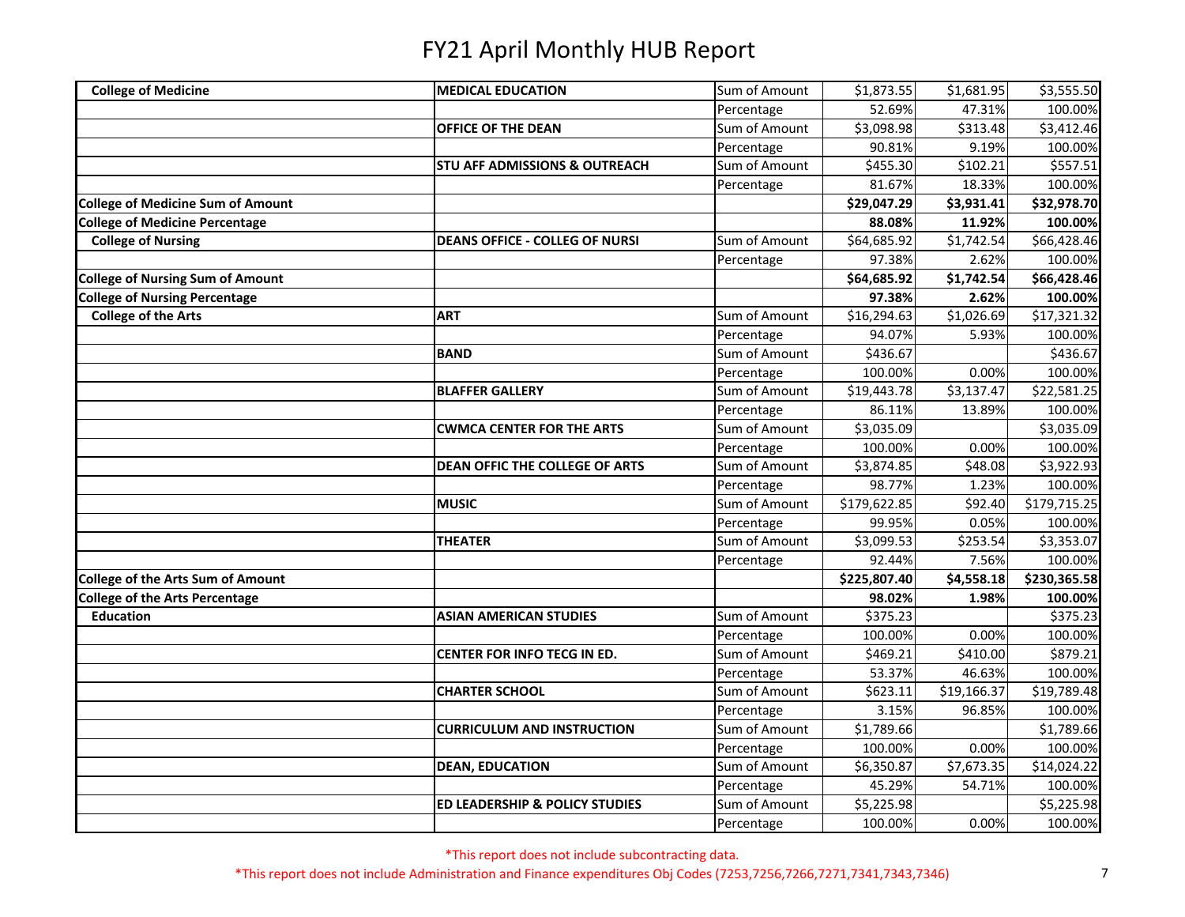# FY21 April Monthly HUB Report

| | | | | | |
|---|---|---|---|---|---|
| **College of Medicine** | **MEDICAL EDUCATION** | Sum of Amount | $1,873.55 | $1,681.95 | $3,555.50 |
| | | Percentage | 52.69% | 47.31% | 100.00% |
| | **OFFICE OF THE DEAN** | Sum of Amount | $3,098.98 | $313.48 | $3,412.46 |
| | | Percentage | 90.81% | 9.19% | 100.00% |
| | **STU AFF ADMISSIONS & OUTREACH** | Sum of Amount | $455.30 | $102.21 | $557.51 |
| | | Percentage | 81.67% | 18.33% | 100.00% |
| **College of Medicine Sum of Amount** | | | **$29,047.29** | **$3,931.41** | **$32,978.70** |
| **College of Medicine Percentage** | | | **88.08%** | **11.92%** | **100.00%** |
| **College of Nursing** | **DEANS OFFICE - COLLEG OF NURSI** | Sum of Amount | $64,685.92 | $1,742.54 | $66,428.46 |
| | | Percentage | 97.38% | 2.62% | 100.00% |
| **College of Nursing Sum of Amount** | | | **$64,685.92** | **$1,742.54** | **$66,428.46** |
| **College of Nursing Percentage** | | | **97.38%** | **2.62%** | **100.00%** |
| **College of the Arts** | **ART** | Sum of Amount | $16,294.63 | $1,026.69 | $17,321.32 |
| | | Percentage | 94.07% | 5.93% | 100.00% |
| | **BAND** | Sum of Amount | $436.67 | | $436.67 |
| | | Percentage | 100.00% | 0.00% | 100.00% |
| | **BLAFFER GALLERY** | Sum of Amount | $19,443.78 | $3,137.47 | $22,581.25 |
| | | Percentage | 86.11% | 13.89% | 100.00% |
| | **CWMCA CENTER FOR THE ARTS** | Sum of Amount | $3,035.09 | | $3,035.09 |
| | | Percentage | 100.00% | 0.00% | 100.00% |
| | **DEAN OFFIC THE COLLEGE OF ARTS** | Sum of Amount | $3,874.85 | $48.08 | $3,922.93 |
| | | Percentage | 98.77% | 1.23% | 100.00% |
| | **MUSIC** | Sum of Amount | $179,622.85 | $92.40 | $179,715.25 |
| | | Percentage | 99.95% | 0.05% | 100.00% |
| | **THEATER** | Sum of Amount | $3,099.53 | $253.54 | $3,353.07 |
| | | Percentage | 92.44% | 7.56% | 100.00% |
| **College of the Arts Sum of Amount** | | | **$225,807.40** | **$4,558.18** | **$230,365.58** |
| **College of the Arts Percentage** | | | **98.02%** | **1.98%** | **100.00%** |
| **Education** | **ASIAN AMERICAN STUDIES** | Sum of Amount | $375.23 | | $375.23 |
| | | Percentage | 100.00% | 0.00% | 100.00% |
| | **CENTER FOR INFO TECG IN ED.** | Sum of Amount | $469.21 | $410.00 | $879.21 |
| | | Percentage | 53.37% | 46.63% | 100.00% |
| | **CHARTER SCHOOL** | Sum of Amount | $623.11 | $19,166.37 | $19,789.48 |
| | | Percentage | 3.15% | 96.85% | 100.00% |
| | **CURRICULUM AND INSTRUCTION** | Sum of Amount | $1,789.66 | | $1,789.66 |
| | | Percentage | 100.00% | 0.00% | 100.00% |
| | **DEAN, EDUCATION** | Sum of Amount | $6,350.87 | $7,673.35 | $14,024.22 |
| | | Percentage | 45.29% | 54.71% | 100.00% |
| | **ED LEADERSHIP & POLICY STUDIES** | Sum of Amount | $5,225.98 | | $5,225.98 |
| | | Percentage | 100.00% | 0.00% | 100.00% |

*This report does not include subcontracting data.

*This report does not include Administration and Finance expenditures Obj Codes (7253,7256,7266,7271,7341,7343,7346)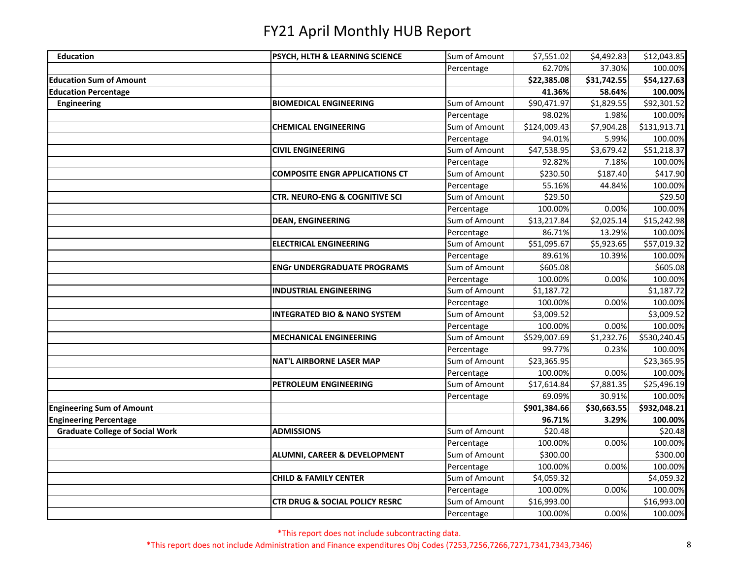# FY21 April Monthly HUB Report

| | | | | | |
|---|---|---|---|---|---|
| **Education** | **PSYCH, HLTH & LEARNING SCIENCE** | Sum of Amount | $7,551.02 | $4,492.83 | $12,043.85 |
| | | Percentage | 62.70% | 37.30% | 100.00% |
| **Education Sum of Amount** | | | **$22,385.08** | **$31,742.55** | **$54,127.63** |
| **Education Percentage** | | | **41.36%** | **58.64%** | **100.00%** |
| **Engineering** | **BIOMEDICAL ENGINEERING** | Sum of Amount | $90,471.97 | $1,829.55 | $92,301.52 |
| | | Percentage | 98.02% | 1.98% | 100.00% |
| | **CHEMICAL ENGINEERING** | Sum of Amount | $124,009.43 | $7,904.28 | $131,913.71 |
| | | Percentage | 94.01% | 5.99% | 100.00% |
| | **CIVIL ENGINEERING** | Sum of Amount | $47,538.95 | $3,679.42 | $51,218.37 |
| | | Percentage | 92.82% | 7.18% | 100.00% |
| | **COMPOSITE ENGR APPLICATIONS CT** | Sum of Amount | $230.50 | $187.40 | $417.90 |
| | | Percentage | 55.16% | 44.84% | 100.00% |
| | **CTR. NEURO-ENG & COGNITIVE SCI** | Sum of Amount | $29.50 | | $29.50 |
| | | Percentage | 100.00% | 0.00% | 100.00% |
| | **DEAN, ENGINEERING** | Sum of Amount | $13,217.84 | $2,025.14 | $15,242.98 |
| | | Percentage | 86.71% | 13.29% | 100.00% |
| | **ELECTRICAL ENGINEERING** | Sum of Amount | $51,095.67 | $5,923.65 | $57,019.32 |
| | | Percentage | 89.61% | 10.39% | 100.00% |
| | **ENGr UNDERGRADUATE PROGRAMS** | Sum of Amount | $605.08 | | $605.08 |
| | | Percentage | 100.00% | 0.00% | 100.00% |
| | **INDUSTRIAL ENGINEERING** | Sum of Amount | $1,187.72 | | $1,187.72 |
| | | Percentage | 100.00% | 0.00% | 100.00% |
| | **INTEGRATED BIO & NANO SYSTEM** | Sum of Amount | $3,009.52 | | $3,009.52 |
| | | Percentage | 100.00% | 0.00% | 100.00% |
| | **MECHANICAL ENGINEERING** | Sum of Amount | $529,007.69 | $1,232.76 | $530,240.45 |
| | | Percentage | 99.77% | 0.23% | 100.00% |
| | **NAT'L AIRBORNE LASER MAP** | Sum of Amount | $23,365.95 | | $23,365.95 |
| | | Percentage | 100.00% | 0.00% | 100.00% |
| | **PETROLEUM ENGINEERING** | Sum of Amount | $17,614.84 | $7,881.35 | $25,496.19 |
| | | Percentage | 69.09% | 30.91% | 100.00% |
| **Engineering Sum of Amount** | | | **$901,384.66** | **$30,663.55** | **$932,048.21** |
| **Engineering Percentage** | | | **96.71%** | **3.29%** | **100.00%** |
| **Graduate College of Social Work** | **ADMISSIONS** | Sum of Amount | $20.48 | | $20.48 |
| | | Percentage | 100.00% | 0.00% | 100.00% |
| | **ALUMNI, CAREER & DEVELOPMENT** | Sum of Amount | $300.00 | | $300.00 |
| | | Percentage | 100.00% | 0.00% | 100.00% |
| | **CHILD & FAMILY CENTER** | Sum of Amount | $4,059.32 | | $4,059.32 |
| | | Percentage | 100.00% | 0.00% | 100.00% |
| | **CTR DRUG & SOCIAL POLICY RESRC** | Sum of Amount | $16,993.00 | | $16,993.00 |
| | | Percentage | 100.00% | 0.00% | 100.00% |

*This report does not include subcontracting data.

*This report does not include Administration and Finance expenditures Obj Codes (7253,7256,7266,7271,7341,7343,7346)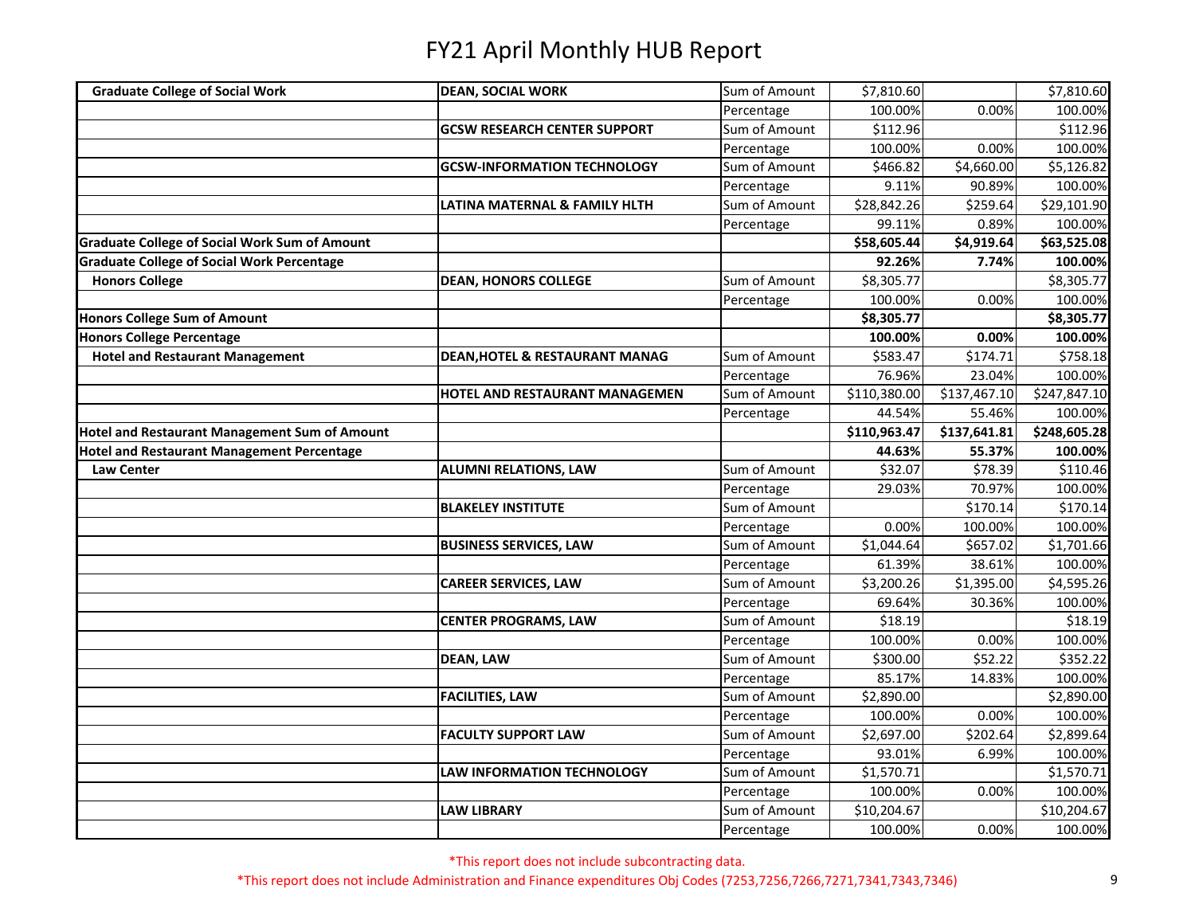# FY21 April Monthly HUB Report

| | | | | | |
|---|---|---|---|---|---|
| **Graduate College of Social Work** | **DEAN, SOCIAL WORK** | Sum of Amount | $7,810.60 | | $7,810.60 |
| | | Percentage | 100.00% | 0.00% | 100.00% |
| | **GCSW RESEARCH CENTER SUPPORT** | Sum of Amount | $112.96 | | $112.96 |
| | | Percentage | 100.00% | 0.00% | 100.00% |
| | **GCSW-INFORMATION TECHNOLOGY** | Sum of Amount | $466.82 | $4,660.00 | $5,126.82 |
| | | Percentage | 9.11% | 90.89% | 100.00% |
| | **LATINA MATERNAL & FAMILY HLTH** | Sum of Amount | $28,842.26 | $259.64 | $29,101.90 |
| | | Percentage | 99.11% | 0.89% | 100.00% |
| **Graduate College of Social Work Sum of Amount** | | | **$58,605.44** | **$4,919.64** | **$63,525.08** |
| **Graduate College of Social Work Percentage** | | | **92.26%** | **7.74%** | **100.00%** |
| **Honors College** | **DEAN, HONORS COLLEGE** | Sum of Amount | $8,305.77 | | $8,305.77 |
| | | Percentage | 100.00% | 0.00% | 100.00% |
| **Honors College Sum of Amount** | | | **$8,305.77** | | **$8,305.77** |
| **Honors College Percentage** | | | **100.00%** | **0.00%** | **100.00%** |
| **Hotel and Restaurant Management** | **DEAN,HOTEL & RESTAURANT MANAG** | Sum of Amount | $583.47 | $174.71 | $758.18 |
| | | Percentage | 76.96% | 23.04% | 100.00% |
| | **HOTEL AND RESTAURANT MANAGEMEN** | Sum of Amount | $110,380.00 | $137,467.10 | $247,847.10 |
| | | Percentage | 44.54% | 55.46% | 100.00% |
| **Hotel and Restaurant Management Sum of Amount** | | | **$110,963.47** | **$137,641.81** | **$248,605.28** |
| **Hotel and Restaurant Management Percentage** | | | **44.63%** | **55.37%** | **100.00%** |
| **Law Center** | **ALUMNI RELATIONS, LAW** | Sum of Amount | $32.07 | $78.39 | $110.46 |
| | | Percentage | 29.03% | 70.97% | 100.00% |
| | **BLAKELEY INSTITUTE** | Sum of Amount | | $170.14 | $170.14 |
| | | Percentage | 0.00% | 100.00% | 100.00% |
| | **BUSINESS SERVICES, LAW** | Sum of Amount | $1,044.64 | $657.02 | $1,701.66 |
| | | Percentage | 61.39% | 38.61% | 100.00% |
| | **CAREER SERVICES, LAW** | Sum of Amount | $3,200.26 | $1,395.00 | $4,595.26 |
| | | Percentage | 69.64% | 30.36% | 100.00% |
| | **CENTER PROGRAMS, LAW** | Sum of Amount | $18.19 | | $18.19 |
| | | Percentage | 100.00% | 0.00% | 100.00% |
| | **DEAN, LAW** | Sum of Amount | $300.00 | $52.22 | $352.22 |
| | | Percentage | 85.17% | 14.83% | 100.00% |
| | **FACILITIES, LAW** | Sum of Amount | $2,890.00 | | $2,890.00 |
| | | Percentage | 100.00% | 0.00% | 100.00% |
| | **FACULTY SUPPORT LAW** | Sum of Amount | $2,697.00 | $202.64 | $2,899.64 |
| | | Percentage | 93.01% | 6.99% | 100.00% |
| | **LAW INFORMATION TECHNOLOGY** | Sum of Amount | $1,570.71 | | $1,570.71 |
| | | Percentage | 100.00% | 0.00% | 100.00% |
| | **LAW LIBRARY** | Sum of Amount | $10,204.67 | | $10,204.67 |
| | | Percentage | 100.00% | 0.00% | 100.00% |

*This report does not include subcontracting data.

*This report does not include Administration and Finance expenditures Obj Codes (7253,7256,7266,7271,7341,7343,7346)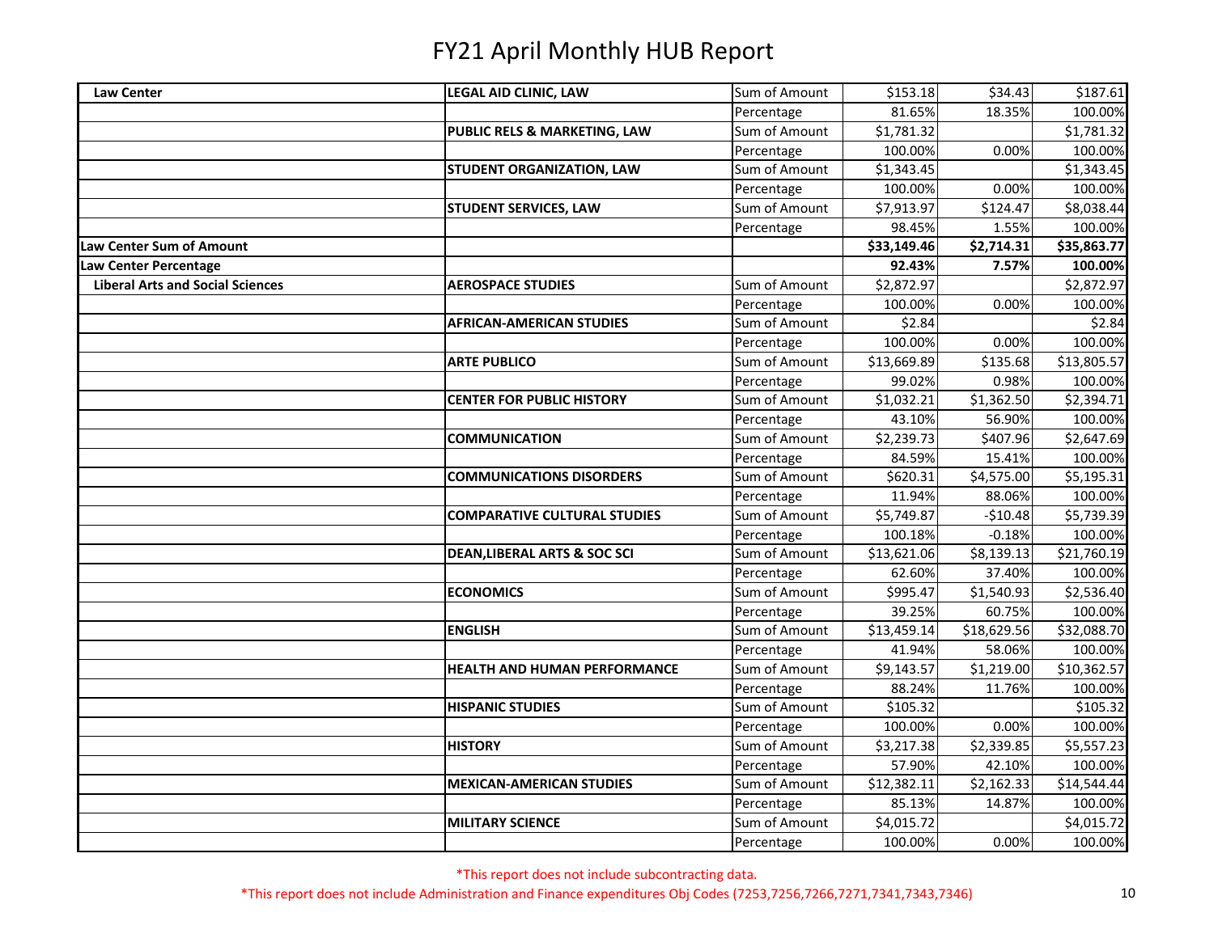# FY21 April Monthly HUB Report

| | | | | | |
|---|---|---|---|---|---|
| **Law Center** | **LEGAL AID CLINIC, LAW** | Sum of Amount | $153.18 | $34.43 | $187.61 |
| | | Percentage | 81.65% | 18.35% | 100.00% |
| | **PUBLIC RELS & MARKETING, LAW** | Sum of Amount | $1,781.32 | | $1,781.32 |
| | | Percentage | 100.00% | 0.00% | 100.00% |
| | **STUDENT ORGANIZATION, LAW** | Sum of Amount | $1,343.45 | | $1,343.45 |
| | | Percentage | 100.00% | 0.00% | 100.00% |
| | **STUDENT SERVICES, LAW** | Sum of Amount | $7,913.97 | $124.47 | $8,038.44 |
| | | Percentage | 98.45% | 1.55% | 100.00% |
| **Law Center Sum of Amount** | | | **$33,149.46** | **$2,714.31** | **$35,863.77** |
| **Law Center Percentage** | | | **92.43%** | **7.57%** | **100.00%** |
| **Liberal Arts and Social Sciences** | **AEROSPACE STUDIES** | Sum of Amount | $2,872.97 | | $2,872.97 |
| | | Percentage | 100.00% | 0.00% | 100.00% |
| | **AFRICAN-AMERICAN STUDIES** | Sum of Amount | $2.84 | | $2.84 |
| | | Percentage | 100.00% | 0.00% | 100.00% |
| | **ARTE PUBLICO** | Sum of Amount | $13,669.89 | $135.68 | $13,805.57 |
| | | Percentage | 99.02% | 0.98% | 100.00% |
| | **CENTER FOR PUBLIC HISTORY** | Sum of Amount | $1,032.21 | $1,362.50 | $2,394.71 |
| | | Percentage | 43.10% | 56.90% | 100.00% |
| | **COMMUNICATION** | Sum of Amount | $2,239.73 | $407.96 | $2,647.69 |
| | | Percentage | 84.59% | 15.41% | 100.00% |
| | **COMMUNICATIONS DISORDERS** | Sum of Amount | $620.31 | $4,575.00 | $5,195.31 |
| | | Percentage | 11.94% | 88.06% | 100.00% |
| | **COMPARATIVE CULTURAL STUDIES** | Sum of Amount | $5,749.87 | -$10.48 | $5,739.39 |
| | | Percentage | 100.18% | -0.18% | 100.00% |
| | **DEAN,LIBERAL ARTS & SOC SCI** | Sum of Amount | $13,621.06 | $8,139.13 | $21,760.19 |
| | | Percentage | 62.60% | 37.40% | 100.00% |
| | **ECONOMICS** | Sum of Amount | $995.47 | $1,540.93 | $2,536.40 |
| | | Percentage | 39.25% | 60.75% | 100.00% |
| | **ENGLISH** | Sum of Amount | $13,459.14 | $18,629.56 | $32,088.70 |
| | | Percentage | 41.94% | 58.06% | 100.00% |
| | **HEALTH AND HUMAN PERFORMANCE** | Sum of Amount | $9,143.57 | $1,219.00 | $10,362.57 |
| | | Percentage | 88.24% | 11.76% | 100.00% |
| | **HISPANIC STUDIES** | Sum of Amount | $105.32 | | $105.32 |
| | | Percentage | 100.00% | 0.00% | 100.00% |
| | **HISTORY** | Sum of Amount | $3,217.38 | $2,339.85 | $5,557.23 |
| | | Percentage | 57.90% | 42.10% | 100.00% |
| | **MEXICAN-AMERICAN STUDIES** | Sum of Amount | $12,382.11 | $2,162.33 | $14,544.44 |
| | | Percentage | 85.13% | 14.87% | 100.00% |
| | **MILITARY SCIENCE** | Sum of Amount | $4,015.72 | | $4,015.72 |
| | | Percentage | 100.00% | 0.00% | 100.00% |

*This report does not include subcontracting data.

*This report does not include Administration and Finance expenditures Obj Codes (7253,7256,7266,7271,7341,7343,7346)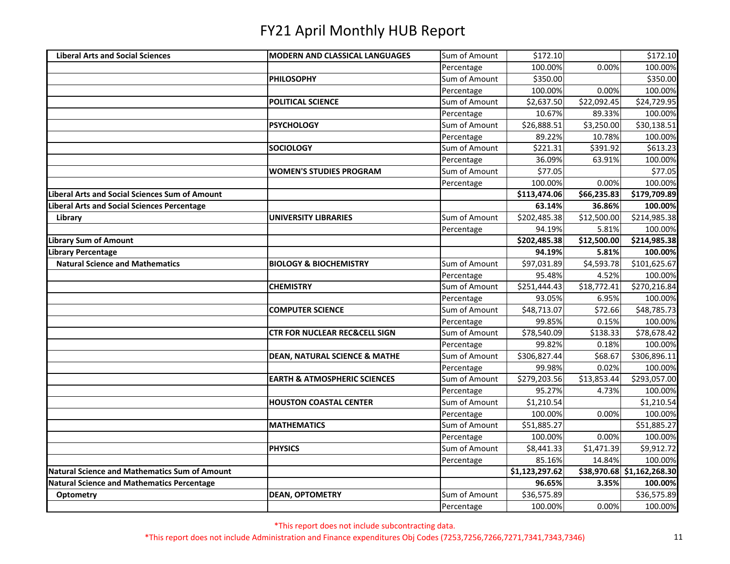# FY21 April Monthly HUB Report

| | | | | | |
|---|---|---|---|---|---|
| **Liberal Arts and Social Sciences** | **MODERN AND CLASSICAL LANGUAGES** | Sum of Amount | $172.10 | | $172.10 |
| | | Percentage | 100.00% | 0.00% | 100.00% |
| | **PHILOSOPHY** | Sum of Amount | $350.00 | | $350.00 |
| | | Percentage | 100.00% | 0.00% | 100.00% |
| | **POLITICAL SCIENCE** | Sum of Amount | $2,637.50 | $22,092.45 | $24,729.95 |
| | | Percentage | 10.67% | 89.33% | 100.00% |
| | **PSYCHOLOGY** | Sum of Amount | $26,888.51 | $3,250.00 | $30,138.51 |
| | | Percentage | 89.22% | 10.78% | 100.00% |
| | **SOCIOLOGY** | Sum of Amount | $221.31 | $391.92 | $613.23 |
| | | Percentage | 36.09% | 63.91% | 100.00% |
| | **WOMEN'S STUDIES PROGRAM** | Sum of Amount | $77.05 | | $77.05 |
| | | Percentage | 100.00% | 0.00% | 100.00% |
| **Liberal Arts and Social Sciences Sum of Amount** | | | **$113,474.06** | **$66,235.83** | **$179,709.89** |
| **Liberal Arts and Social Sciences Percentage** | | | **63.14%** | **36.86%** | **100.00%** |
| **Library** | **UNIVERSITY LIBRARIES** | Sum of Amount | $202,485.38 | $12,500.00 | $214,985.38 |
| | | Percentage | 94.19% | 5.81% | 100.00% |
| **Library Sum of Amount** | | | **$202,485.38** | **$12,500.00** | **$214,985.38** |
| **Library Percentage** | | | **94.19%** | **5.81%** | **100.00%** |
| **Natural Science and Mathematics** | **BIOLOGY & BIOCHEMISTRY** | Sum of Amount | $97,031.89 | $4,593.78 | $101,625.67 |
| | | Percentage | 95.48% | 4.52% | 100.00% |
| | **CHEMISTRY** | Sum of Amount | $251,444.43 | $18,772.41 | $270,216.84 |
| | | Percentage | 93.05% | 6.95% | 100.00% |
| | **COMPUTER SCIENCE** | Sum of Amount | $48,713.07 | $72.66 | $48,785.73 |
| | | Percentage | 99.85% | 0.15% | 100.00% |
| | **CTR FOR NUCLEAR REC&CELL SIGN** | Sum of Amount | $78,540.09 | $138.33 | $78,678.42 |
| | | Percentage | 99.82% | 0.18% | 100.00% |
| | **DEAN, NATURAL SCIENCE & MATHE** | Sum of Amount | $306,827.44 | $68.67 | $306,896.11 |
| | | Percentage | 99.98% | 0.02% | 100.00% |
| | **EARTH & ATMOSPHERIC SCIENCES** | Sum of Amount | $279,203.56 | $13,853.44 | $293,057.00 |
| | | Percentage | 95.27% | 4.73% | 100.00% |
| | **HOUSTON COASTAL CENTER** | Sum of Amount | $1,210.54 | | $1,210.54 |
| | | Percentage | 100.00% | 0.00% | 100.00% |
| | **MATHEMATICS** | Sum of Amount | $51,885.27 | | $51,885.27 |
| | | Percentage | 100.00% | 0.00% | 100.00% |
| | **PHYSICS** | Sum of Amount | $8,441.33 | $1,471.39 | $9,912.72 |
| | | Percentage | 85.16% | 14.84% | 100.00% |
| **Natural Science and Mathematics Sum of Amount** | | | **$1,123,297.62** | **$38,970.68** | **$1,162,268.30** |
| **Natural Science and Mathematics Percentage** | | | **96.65%** | **3.35%** | **100.00%** |
| **Optometry** | **DEAN, OPTOMETRY** | Sum of Amount | $36,575.89 | | $36,575.89 |
| | | Percentage | 100.00% | 0.00% | 100.00% |

*This report does not include subcontracting data.

*This report does not include Administration and Finance expenditures Obj Codes (7253,7256,7266,7271,7341,7343,7346)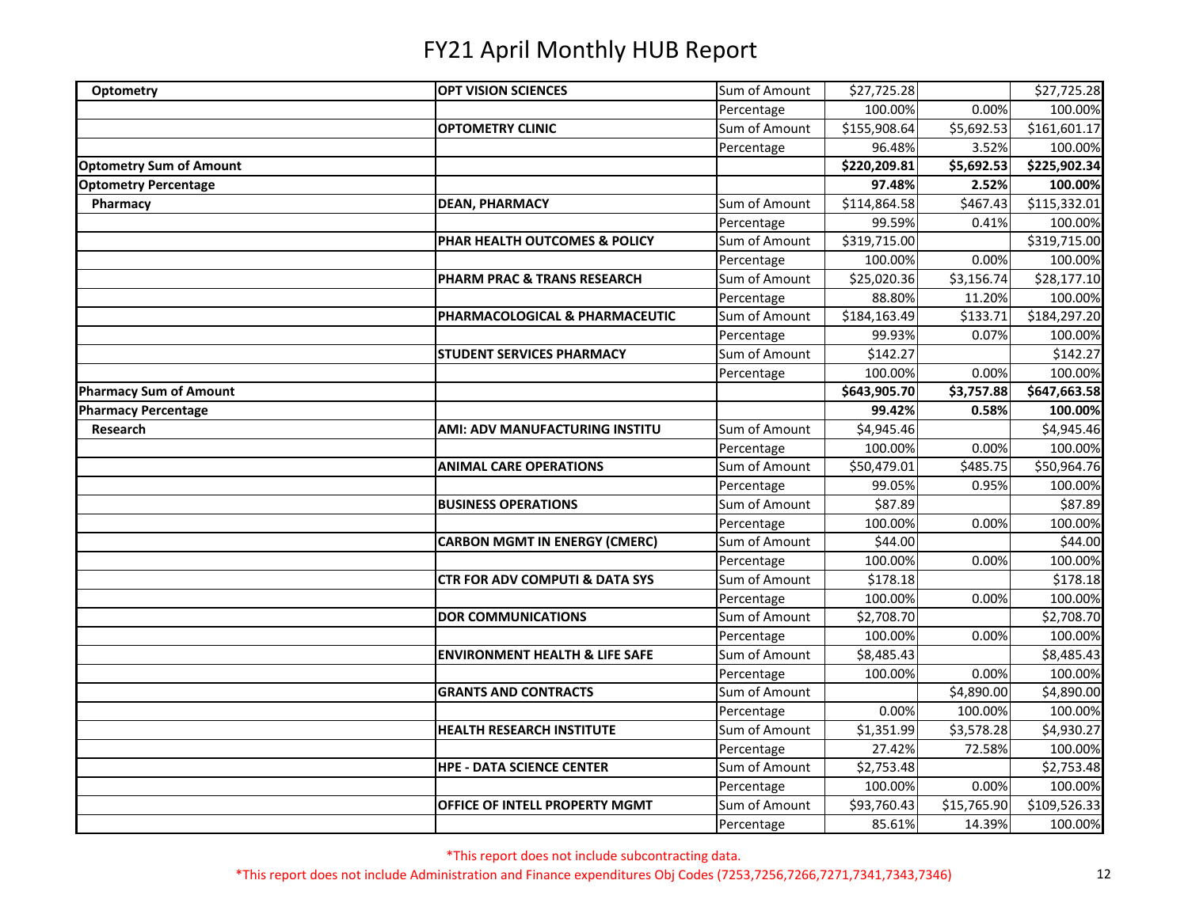# FY21 April Monthly HUB Report

| | | | | | |
|---|---|---|---|---|---|
| **Optometry** | **OPT VISION SCIENCES** | Sum of Amount | $27,725.28 | | $27,725.28 |
| | | Percentage | 100.00% | 0.00% | 100.00% |
| | **OPTOMETRY CLINIC** | Sum of Amount | $155,908.64 | $5,692.53 | $161,601.17 |
| | | Percentage | 96.48% | 3.52% | 100.00% |
| **Optometry Sum of Amount** | | | **$220,209.81** | **$5,692.53** | **$225,902.34** |
| **Optometry Percentage** | | | **97.48%** | **2.52%** | **100.00%** |
| **Pharmacy** | **DEAN, PHARMACY** | Sum of Amount | $114,864.58 | $467.43 | $115,332.01 |
| | | Percentage | 99.59% | 0.41% | 100.00% |
| | **PHAR HEALTH OUTCOMES & POLICY** | Sum of Amount | $319,715.00 | | $319,715.00 |
| | | Percentage | 100.00% | 0.00% | 100.00% |
| | **PHARM PRAC & TRANS RESEARCH** | Sum of Amount | $25,020.36 | $3,156.74 | $28,177.10 |
| | | Percentage | 88.80% | 11.20% | 100.00% |
| | **PHARMACOLOGICAL & PHARMACEUTIC** | Sum of Amount | $184,163.49 | $133.71 | $184,297.20 |
| | | Percentage | 99.93% | 0.07% | 100.00% |
| | **STUDENT SERVICES PHARMACY** | Sum of Amount | $142.27 | | $142.27 |
| | | Percentage | 100.00% | 0.00% | 100.00% |
| **Pharmacy Sum of Amount** | | | **$643,905.70** | **$3,757.88** | **$647,663.58** |
| **Pharmacy Percentage** | | | **99.42%** | **0.58%** | **100.00%** |
| **Research** | **AMI: ADV MANUFACTURING INSTITU** | Sum of Amount | $4,945.46 | | $4,945.46 |
| | | Percentage | 100.00% | 0.00% | 100.00% |
| | **ANIMAL CARE OPERATIONS** | Sum of Amount | $50,479.01 | $485.75 | $50,964.76 |
| | | Percentage | 99.05% | 0.95% | 100.00% |
| | **BUSINESS OPERATIONS** | Sum of Amount | $87.89 | | $87.89 |
| | | Percentage | 100.00% | 0.00% | 100.00% |
| | **CARBON MGMT IN ENERGY (CMERC)** | Sum of Amount | $44.00 | | $44.00 |
| | | Percentage | 100.00% | 0.00% | 100.00% |
| | **CTR FOR ADV COMPUTI & DATA SYS** | Sum of Amount | $178.18 | | $178.18 |
| | | Percentage | 100.00% | 0.00% | 100.00% |
| | **DOR COMMUNICATIONS** | Sum of Amount | $2,708.70 | | $2,708.70 |
| | | Percentage | 100.00% | 0.00% | 100.00% |
| | **ENVIRONMENT HEALTH & LIFE SAFE** | Sum of Amount | $8,485.43 | | $8,485.43 |
| | | Percentage | 100.00% | 0.00% | 100.00% |
| | **GRANTS AND CONTRACTS** | Sum of Amount | | $4,890.00 | $4,890.00 |
| | | Percentage | 0.00% | 100.00% | 100.00% |
| | **HEALTH RESEARCH INSTITUTE** | Sum of Amount | $1,351.99 | $3,578.28 | $4,930.27 |
| | | Percentage | 27.42% | 72.58% | 100.00% |
| | **HPE - DATA SCIENCE CENTER** | Sum of Amount | $2,753.48 | | $2,753.48 |
| | | Percentage | 100.00% | 0.00% | 100.00% |
| | **OFFICE OF INTELL PROPERTY MGMT** | Sum of Amount | $93,760.43 | $15,765.90 | $109,526.33 |
| | | Percentage | 85.61% | 14.39% | 100.00% |

*This report does not include subcontracting data.

*This report does not include Administration and Finance expenditures Obj Codes (7253,7256,7266,7271,7341,7343,7346)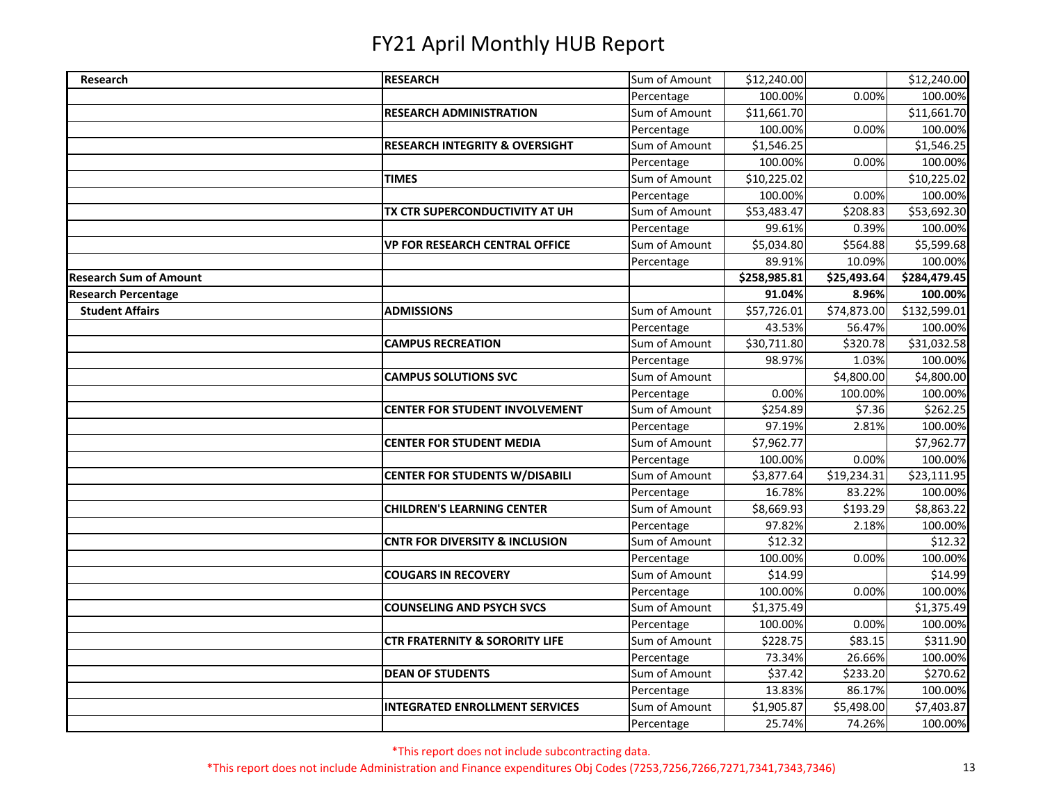# FY21 April Monthly HUB Report

| | | | | | |
|---|---|---|---|---|---|
| **Research** | **RESEARCH** | Sum of Amount | $12,240.00 | | $12,240.00 |
| | | Percentage | 100.00% | 0.00% | 100.00% |
| | **RESEARCH ADMINISTRATION** | Sum of Amount | $11,661.70 | | $11,661.70 |
| | | Percentage | 100.00% | 0.00% | 100.00% |
| | **RESEARCH INTEGRITY & OVERSIGHT** | Sum of Amount | $1,546.25 | | $1,546.25 |
| | | Percentage | 100.00% | 0.00% | 100.00% |
| | **TIMES** | Sum of Amount | $10,225.02 | | $10,225.02 |
| | | Percentage | 100.00% | 0.00% | 100.00% |
| | **TX CTR SUPERCONDUCTIVITY AT UH** | Sum of Amount | $53,483.47 | $208.83 | $53,692.30 |
| | | Percentage | 99.61% | 0.39% | 100.00% |
| | **VP FOR RESEARCH CENTRAL OFFICE** | Sum of Amount | $5,034.80 | $564.88 | $5,599.68 |
| | | Percentage | 89.91% | 10.09% | 100.00% |
| **Research Sum of Amount** | | | **$258,985.81** | **$25,493.64** | **$284,479.45** |
| **Research Percentage** | | | **91.04%** | **8.96%** | **100.00%** |
| **Student Affairs** | **ADMISSIONS** | Sum of Amount | $57,726.01 | $74,873.00 | $132,599.01 |
| | | Percentage | 43.53% | 56.47% | 100.00% |
| | **CAMPUS RECREATION** | Sum of Amount | $30,711.80 | $320.78 | $31,032.58 |
| | | Percentage | 98.97% | 1.03% | 100.00% |
| | **CAMPUS SOLUTIONS SVC** | Sum of Amount | | $4,800.00 | $4,800.00 |
| | | Percentage | 0.00% | 100.00% | 100.00% |
| | **CENTER FOR STUDENT INVOLVEMENT** | Sum of Amount | $254.89 | $7.36 | $262.25 |
| | | Percentage | 97.19% | 2.81% | 100.00% |
| | **CENTER FOR STUDENT MEDIA** | Sum of Amount | $7,962.77 | | $7,962.77 |
| | | Percentage | 100.00% | 0.00% | 100.00% |
| | **CENTER FOR STUDENTS W/DISABILI** | Sum of Amount | $3,877.64 | $19,234.31 | $23,111.95 |
| | | Percentage | 16.78% | 83.22% | 100.00% |
| | **CHILDREN'S LEARNING CENTER** | Sum of Amount | $8,669.93 | $193.29 | $8,863.22 |
| | | Percentage | 97.82% | 2.18% | 100.00% |
| | **CNTR FOR DIVERSITY & INCLUSION** | Sum of Amount | $12.32 | | $12.32 |
| | | Percentage | 100.00% | 0.00% | 100.00% |
| | **COUGARS IN RECOVERY** | Sum of Amount | $14.99 | | $14.99 |
| | | Percentage | 100.00% | 0.00% | 100.00% |
| | **COUNSELING AND PSYCH SVCS** | Sum of Amount | $1,375.49 | | $1,375.49 |
| | | Percentage | 100.00% | 0.00% | 100.00% |
| | **CTR FRATERNITY & SORORITY LIFE** | Sum of Amount | $228.75 | $83.15 | $311.90 |
| | | Percentage | 73.34% | 26.66% | 100.00% |
| | **DEAN OF STUDENTS** | Sum of Amount | $37.42 | $233.20 | $270.62 |
| | | Percentage | 13.83% | 86.17% | 100.00% |
| | **INTEGRATED ENROLLMENT SERVICES** | Sum of Amount | $1,905.87 | $5,498.00 | $7,403.87 |
| | | Percentage | 25.74% | 74.26% | 100.00% |

*This report does not include subcontracting data.

*This report does not include Administration and Finance expenditures Obj Codes (7253,7256,7266,7271,7341,7343,7346)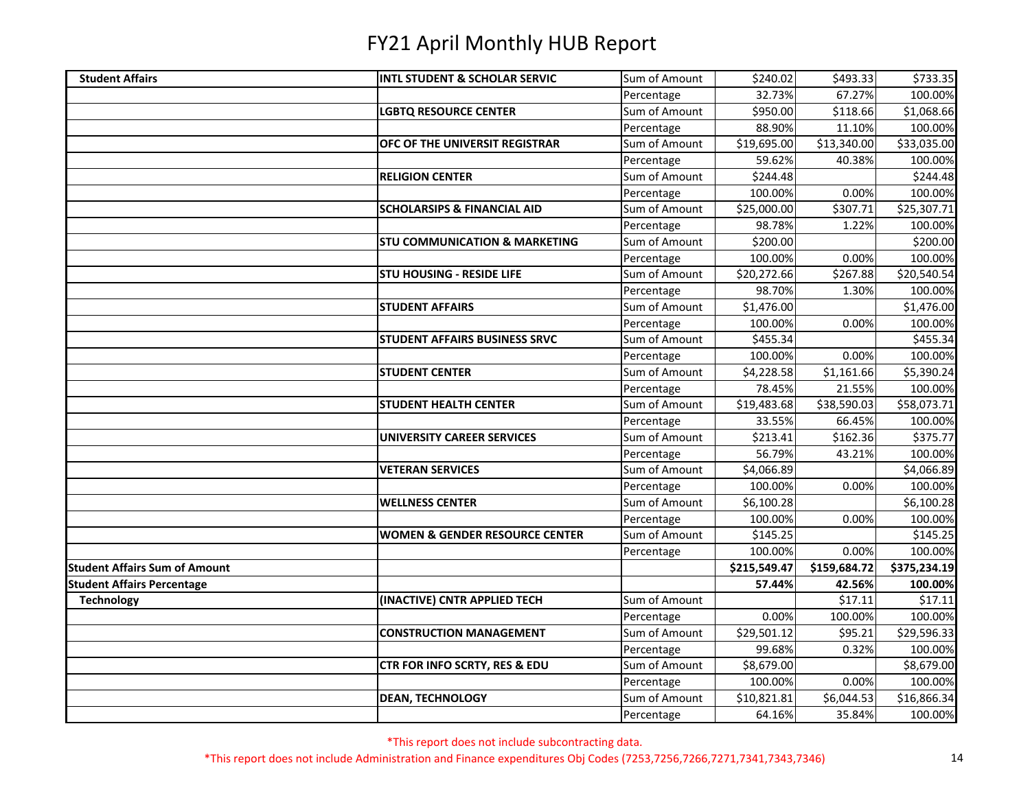# FY21 April Monthly HUB Report

| | | | | | |
|---|---|---|---|---|---|
| **Student Affairs** | **INTL STUDENT & SCHOLAR SERVIC** | Sum of Amount | $240.02 | $493.33 | $733.35 |
| | | Percentage | 32.73% | 67.27% | 100.00% |
| | **LGBTQ RESOURCE CENTER** | Sum of Amount | $950.00 | $118.66 | $1,068.66 |
| | | Percentage | 88.90% | 11.10% | 100.00% |
| | **OFC OF THE UNIVERSIT REGISTRAR** | Sum of Amount | $19,695.00 | $13,340.00 | $33,035.00 |
| | | Percentage | 59.62% | 40.38% | 100.00% |
| | **RELIGION CENTER** | Sum of Amount | $244.48 | | $244.48 |
| | | Percentage | 100.00% | 0.00% | 100.00% |
| | **SCHOLARSIPS & FINANCIAL AID** | Sum of Amount | $25,000.00 | $307.71 | $25,307.71 |
| | | Percentage | 98.78% | 1.22% | 100.00% |
| | **STU COMMUNICATION & MARKETING** | Sum of Amount | $200.00 | | $200.00 |
| | | Percentage | 100.00% | 0.00% | 100.00% |
| | **STU HOUSING - RESIDE LIFE** | Sum of Amount | $20,272.66 | $267.88 | $20,540.54 |
| | | Percentage | 98.70% | 1.30% | 100.00% |
| | **STUDENT AFFAIRS** | Sum of Amount | $1,476.00 | | $1,476.00 |
| | | Percentage | 100.00% | 0.00% | 100.00% |
| | **STUDENT AFFAIRS BUSINESS SRVC** | Sum of Amount | $455.34 | | $455.34 |
| | | Percentage | 100.00% | 0.00% | 100.00% |
| | **STUDENT CENTER** | Sum of Amount | $4,228.58 | $1,161.66 | $5,390.24 |
| | | Percentage | 78.45% | 21.55% | 100.00% |
| | **STUDENT HEALTH CENTER** | Sum of Amount | $19,483.68 | $38,590.03 | $58,073.71 |
| | | Percentage | 33.55% | 66.45% | 100.00% |
| | **UNIVERSITY CAREER SERVICES** | Sum of Amount | $213.41 | $162.36 | $375.77 |
| | | Percentage | 56.79% | 43.21% | 100.00% |
| | **VETERAN SERVICES** | Sum of Amount | $4,066.89 | | $4,066.89 |
| | | Percentage | 100.00% | 0.00% | 100.00% |
| | **WELLNESS CENTER** | Sum of Amount | $6,100.28 | | $6,100.28 |
| | | Percentage | 100.00% | 0.00% | 100.00% |
| | **WOMEN & GENDER RESOURCE CENTER** | Sum of Amount | $145.25 | | $145.25 |
| | | Percentage | 100.00% | 0.00% | 100.00% |
| **Student Affairs Sum of Amount** | | | **$215,549.47** | **$159,684.72** | **$375,234.19** |
| **Student Affairs Percentage** | | | **57.44%** | **42.56%** | **100.00%** |
| **Technology** | **(INACTIVE) CNTR APPLIED TECH** | Sum of Amount | | $17.11 | $17.11 |
| | | Percentage | 0.00% | 100.00% | 100.00% |
| | **CONSTRUCTION MANAGEMENT** | Sum of Amount | $29,501.12 | $95.21 | $29,596.33 |
| | | Percentage | 99.68% | 0.32% | 100.00% |
| | **CTR FOR INFO SCRTY, RES & EDU** | Sum of Amount | $8,679.00 | | $8,679.00 |
| | | Percentage | 100.00% | 0.00% | 100.00% |
| | **DEAN, TECHNOLOGY** | Sum of Amount | $10,821.81 | $6,044.53 | $16,866.34 |
| | | Percentage | 64.16% | 35.84% | 100.00% |

*This report does not include subcontracting data.

*This report does not include Administration and Finance expenditures Obj Codes (7253,7256,7266,7271,7341,7343,7346)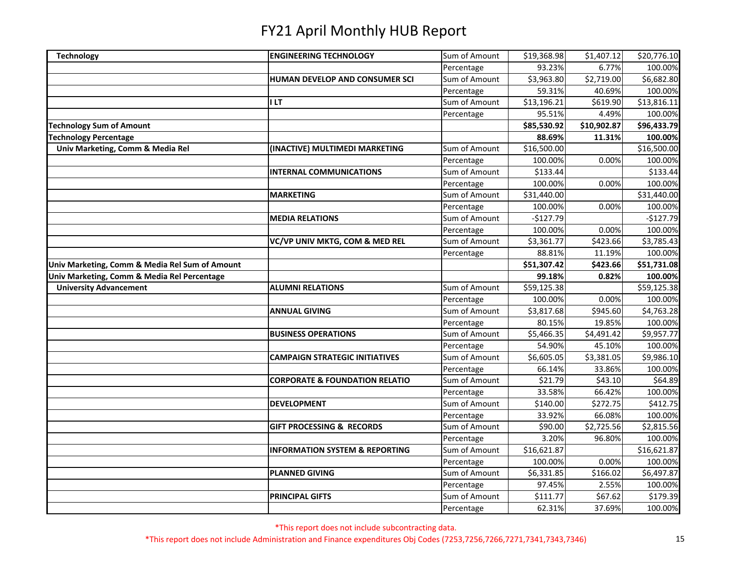# FY21 April Monthly HUB Report

| | | | | | |
|---|---|---|---|---|---|
| **Technology** | **ENGINEERING TECHNOLOGY** | Sum of Amount | $19,368.98 | $1,407.12 | $20,776.10 |
| | | Percentage | 93.23% | 6.77% | 100.00% |
| | **HUMAN DEVELOP AND CONSUMER SCI** | Sum of Amount | $3,963.80 | $2,719.00 | $6,682.80 |
| | | Percentage | 59.31% | 40.69% | 100.00% |
| | **I LT** | Sum of Amount | $13,196.21 | $619.90 | $13,816.11 |
| | | Percentage | 95.51% | 4.49% | 100.00% |
| **Technology Sum of Amount** | | | **$85,530.92** | **$10,902.87** | **$96,433.79** |
| **Technology Percentage** | | | **88.69%** | **11.31%** | **100.00%** |
| **Univ Marketing, Comm & Media Rel** | **(INACTIVE) MULTIMEDI MARKETING** | Sum of Amount | $16,500.00 | | $16,500.00 |
| | | Percentage | 100.00% | 0.00% | 100.00% |
| | **INTERNAL COMMUNICATIONS** | Sum of Amount | $133.44 | | $133.44 |
| | | Percentage | 100.00% | 0.00% | 100.00% |
| | **MARKETING** | Sum of Amount | $31,440.00 | | $31,440.00 |
| | | Percentage | 100.00% | 0.00% | 100.00% |
| | **MEDIA RELATIONS** | Sum of Amount | -$127.79 | | -$127.79 |
| | | Percentage | 100.00% | 0.00% | 100.00% |
| | **VC/VP UNIV MKTG, COM & MED REL** | Sum of Amount | $3,361.77 | $423.66 | $3,785.43 |
| | | Percentage | 88.81% | 11.19% | 100.00% |
| **Univ Marketing, Comm & Media Rel Sum of Amount** | | | **$51,307.42** | **$423.66** | **$51,731.08** |
| **Univ Marketing, Comm & Media Rel Percentage** | | | **99.18%** | **0.82%** | **100.00%** |
| **University Advancement** | **ALUMNI RELATIONS** | Sum of Amount | $59,125.38 | | $59,125.38 |
| | | Percentage | 100.00% | 0.00% | 100.00% |
| | **ANNUAL GIVING** | Sum of Amount | $3,817.68 | $945.60 | $4,763.28 |
| | | Percentage | 80.15% | 19.85% | 100.00% |
| | **BUSINESS OPERATIONS** | Sum of Amount | $5,466.35 | $4,491.42 | $9,957.77 |
| | | Percentage | 54.90% | 45.10% | 100.00% |
| | **CAMPAIGN STRATEGIC INITIATIVES** | Sum of Amount | $6,605.05 | $3,381.05 | $9,986.10 |
| | | Percentage | 66.14% | 33.86% | 100.00% |
| | **CORPORATE & FOUNDATION RELATIO** | Sum of Amount | $21.79 | $43.10 | $64.89 |
| | | Percentage | 33.58% | 66.42% | 100.00% |
| | **DEVELOPMENT** | Sum of Amount | $140.00 | $272.75 | $412.75 |
| | | Percentage | 33.92% | 66.08% | 100.00% |
| | **GIFT PROCESSING & RECORDS** | Sum of Amount | $90.00 | $2,725.56 | $2,815.56 |
| | | Percentage | 3.20% | 96.80% | 100.00% |
| | **INFORMATION SYSTEM & REPORTING** | Sum of Amount | $16,621.87 | | $16,621.87 |
| | | Percentage | 100.00% | 0.00% | 100.00% |
| | **PLANNED GIVING** | Sum of Amount | $6,331.85 | $166.02 | $6,497.87 |
| | | Percentage | 97.45% | 2.55% | 100.00% |
| | **PRINCIPAL GIFTS** | Sum of Amount | $111.77 | $67.62 | $179.39 |
| | | Percentage | 62.31% | 37.69% | 100.00% |

*This report does not include subcontracting data.

*This report does not include Administration and Finance expenditures Obj Codes (7253,7256,7266,7271,7341,7343,7346)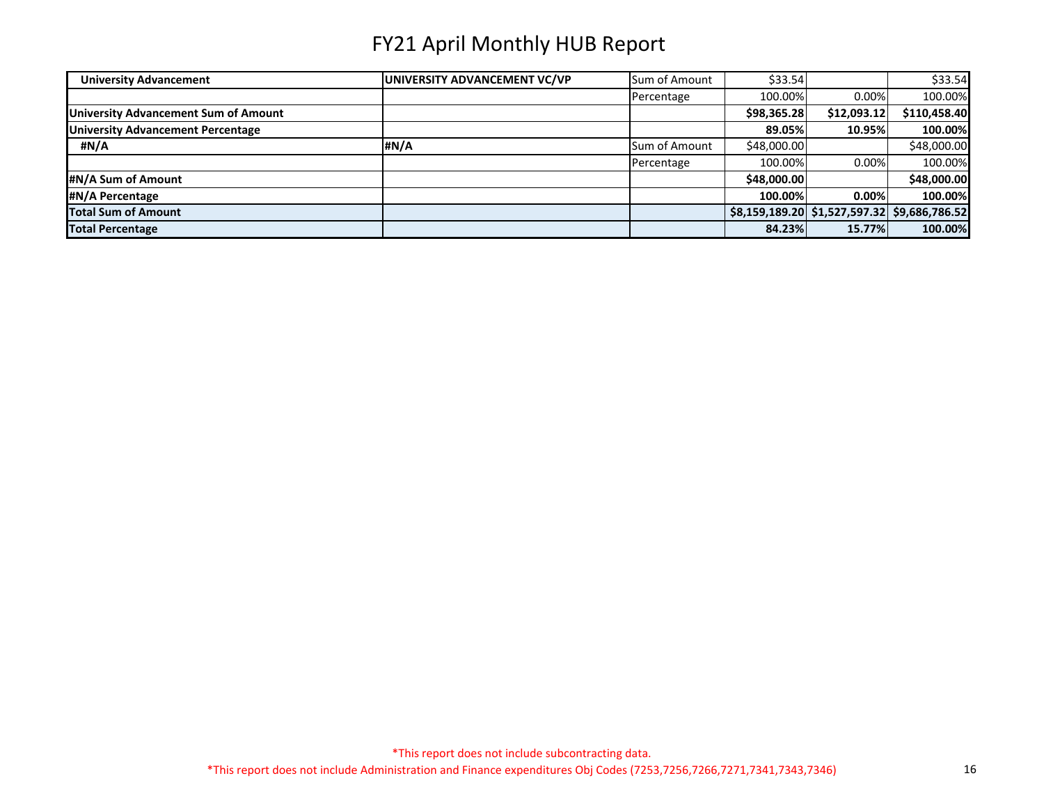# FY21 April Monthly HUB Report

| | | | | | |
|---|---|---|---|---|---|
| **University Advancement** | **UNIVERSITY ADVANCEMENT VC/VP** | Sum of Amount | $33.54 | | $33.54 |
| | | Percentage | 100.00% | 0.00% | 100.00% |
| **University Advancement Sum of Amount** | | | **$98,365.28** | **$12,093.12** | **$110,458.40** |
| **University Advancement Percentage** | | | **89.05%** | **10.95%** | **100.00%** |
| **#N/A** | **#N/A** | Sum of Amount | $48,000.00 | | $48,000.00 |
| | | Percentage | 100.00% | 0.00% | 100.00% |
| **#N/A Sum of Amount** | | | **$48,000.00** | | **$48,000.00** |
| **#N/A Percentage** | | | **100.00%** | **0.00%** | **100.00%** |
| **Total Sum of Amount** | | | **$8,159,189.20** | **$1,527,597.32** | **$9,686,786.52** |
| **Total Percentage** | | | **84.23%** | **15.77%** | **100.00%** |

*This report does not include subcontracting data.

*This report does not include Administration and Finance expenditures Obj Codes (7253,7256,7266,7271,7341,7343,7346)